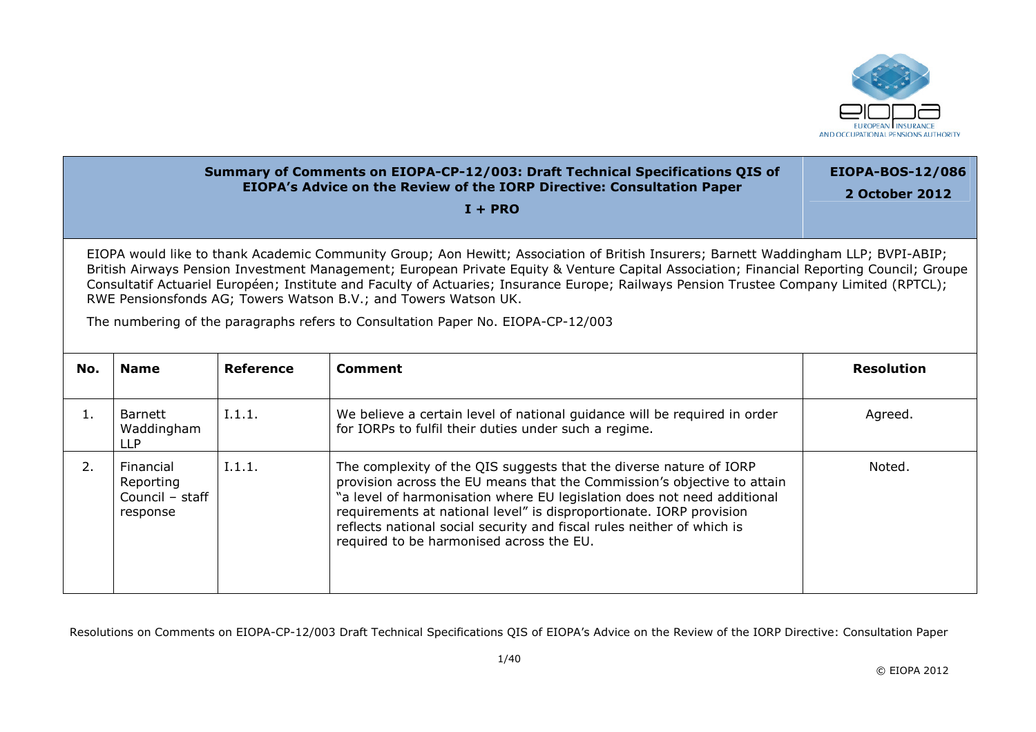| **Summary of Comments on EIOPA-CP-12/003: Draft Technical Specifications QIS of EIOPA's Advice on the Review of the IORP Directive: Consultation Paper** **I + PRO** | **EIOPA-BOS-12/086** **2 October 2012** |
|---|---|

EIOPA would like to thank Academic Community Group; Aon Hewitt; Association of British Insurers; Barnett Waddingham LLP; BVPI-ABIP; British Airways Pension Investment Management; European Private Equity & Venture Capital Association; Financial Reporting Council; Groupe Consultatif Actuariel Européen; Institute and Faculty of Actuaries; Insurance Europe; Railways Pension Trustee Company Limited (RPTCL); RWE Pensionsfonds AG; Towers Watson B.V.; and Towers Watson UK.

The numbering of the paragraphs refers to Consultation Paper No. EIOPA-CP-12/003

| No. | Name | Reference | Comment | Resolution |
|---|---|---|---|---|
| 1. | Barnett Waddingham LLP | I.1.1. | We believe a certain level of national guidance will be required in order for IORPs to fulfil their duties under such a regime. | Agreed. |
| 2. | Financial Reporting Council – staff response | I.1.1. | The complexity of the QIS suggests that the diverse nature of IORP provision across the EU means that the Commission's objective to attain "a level of harmonisation where EU legislation does not need additional requirements at national level" is disproportionate. IORP provision reflects national social security and fiscal rules neither of which is required to be harmonised across the EU. | Noted. |

Resolutions on Comments on EIOPA-CP-12/003 Draft Technical Specifications QIS of EIOPA's Advice on the Review of the IORP Directive: Consultation Paper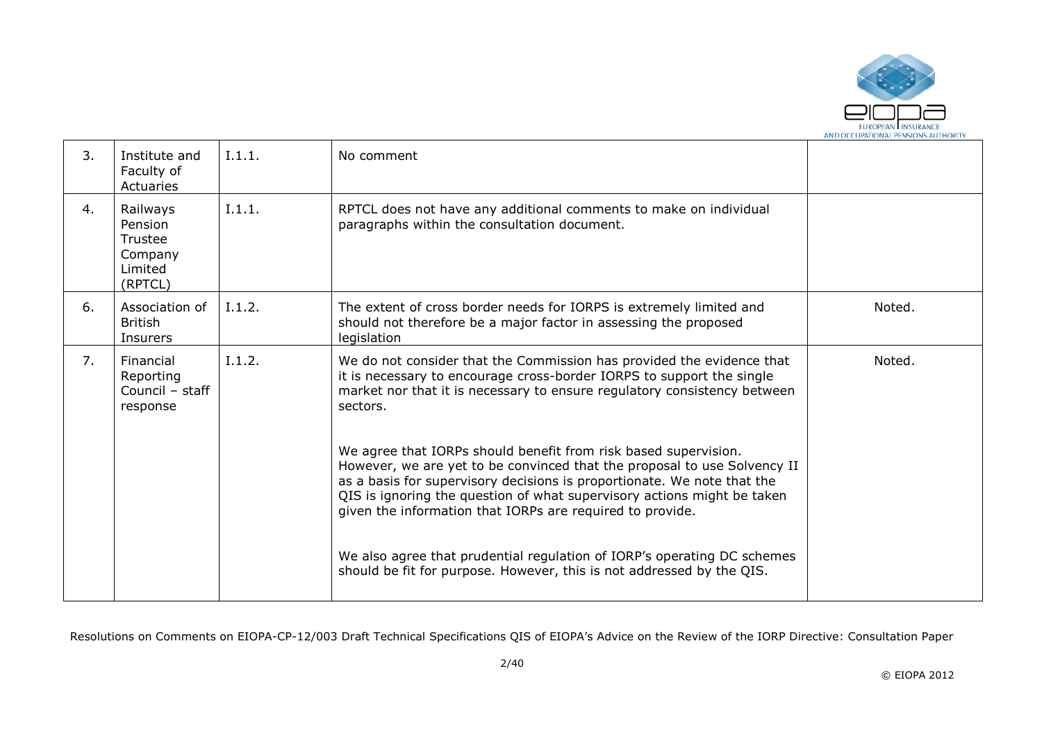| 3. | Institute and Faculty of Actuaries | I.1.1. | No comment | |
|---|---|---|---|---|
| 4. | Railways Pension Trustee Company Limited (RPTCL) | I.1.1. | RPTCL does not have any additional comments to make on individual paragraphs within the consultation document. | |
| 6. | Association of British Insurers | I.1.2. | The extent of cross border needs for IORPS is extremely limited and should not therefore be a major factor in assessing the proposed legislation | Noted. |
| 7. | Financial Reporting Council – staff response | I.1.2. | We do not consider that the Commission has provided the evidence that it is necessary to encourage cross-border IORPS to support the single market nor that it is necessary to ensure regulatory consistency between sectors.<br><br>We agree that IORPs should benefit from risk based supervision. However, we are yet to be convinced that the proposal to use Solvency II as a basis for supervisory decisions is proportionate. We note that the QIS is ignoring the question of what supervisory actions might be taken given the information that IORPs are required to provide.<br><br>We also agree that prudential regulation of IORP's operating DC schemes should be fit for purpose. However, this is not addressed by the QIS. | Noted. |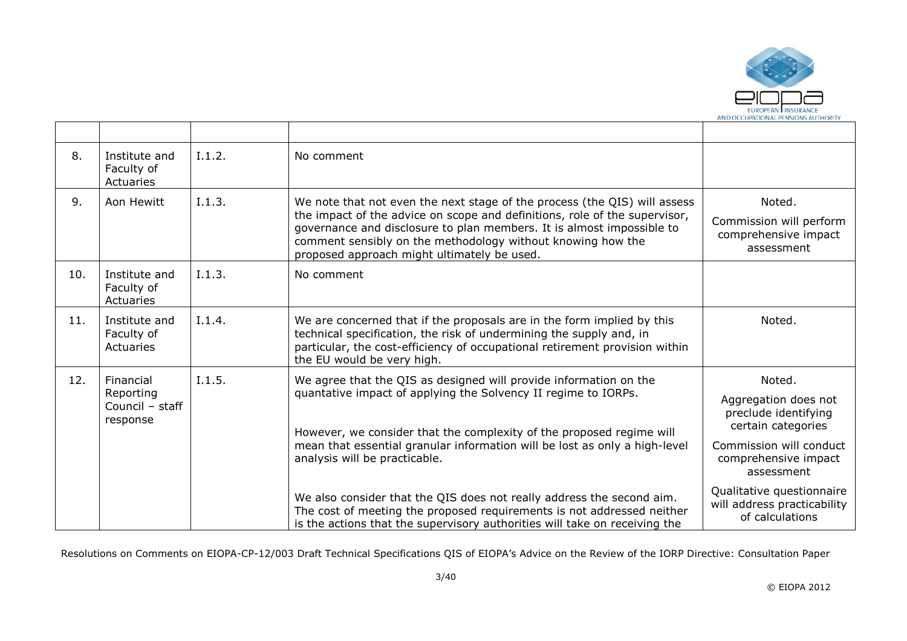| | | | | |
|---|---|---|---|---|
| 8. | Institute and Faculty of Actuaries | I.1.2. | No comment | |
| 9. | Aon Hewitt | I.1.3. | We note that not even the next stage of the process (the QIS) will assess the impact of the advice on scope and definitions, role of the supervisor, governance and disclosure to plan members. It is almost impossible to comment sensibly on the methodology without knowing how the proposed approach might ultimately be used. | Noted.<br><br>Commission will perform comprehensive impact assessment |
| 10. | Institute and Faculty of Actuaries | I.1.3. | No comment | |
| 11. | Institute and Faculty of Actuaries | I.1.4. | We are concerned that if the proposals are in the form implied by this technical specification, the risk of undermining the supply and, in particular, the cost-efficiency of occupational retirement provision within the EU would be very high. | Noted. |
| 12. | Financial Reporting Council – staff response | I.1.5. | We agree that the QIS as designed will provide information on the quantative impact of applying the Solvency II regime to IORPs.<br><br>However, we consider that the complexity of the proposed regime will mean that essential granular information will be lost as only a high-level analysis will be practicable.<br><br>We also consider that the QIS does not really address the second aim. The cost of meeting the proposed requirements is not addressed neither is the actions that the supervisory authorities will take on receiving the | Noted.<br><br>Aggregation does not preclude identifying certain categories<br><br>Commission will conduct comprehensive impact assessment<br><br>Qualitative questionnaire will address practicability of calculations |

Resolutions on Comments on EIOPA-CP-12/003 Draft Technical Specifications QIS of EIOPA's Advice on the Review of the IORP Directive: Consultation Paper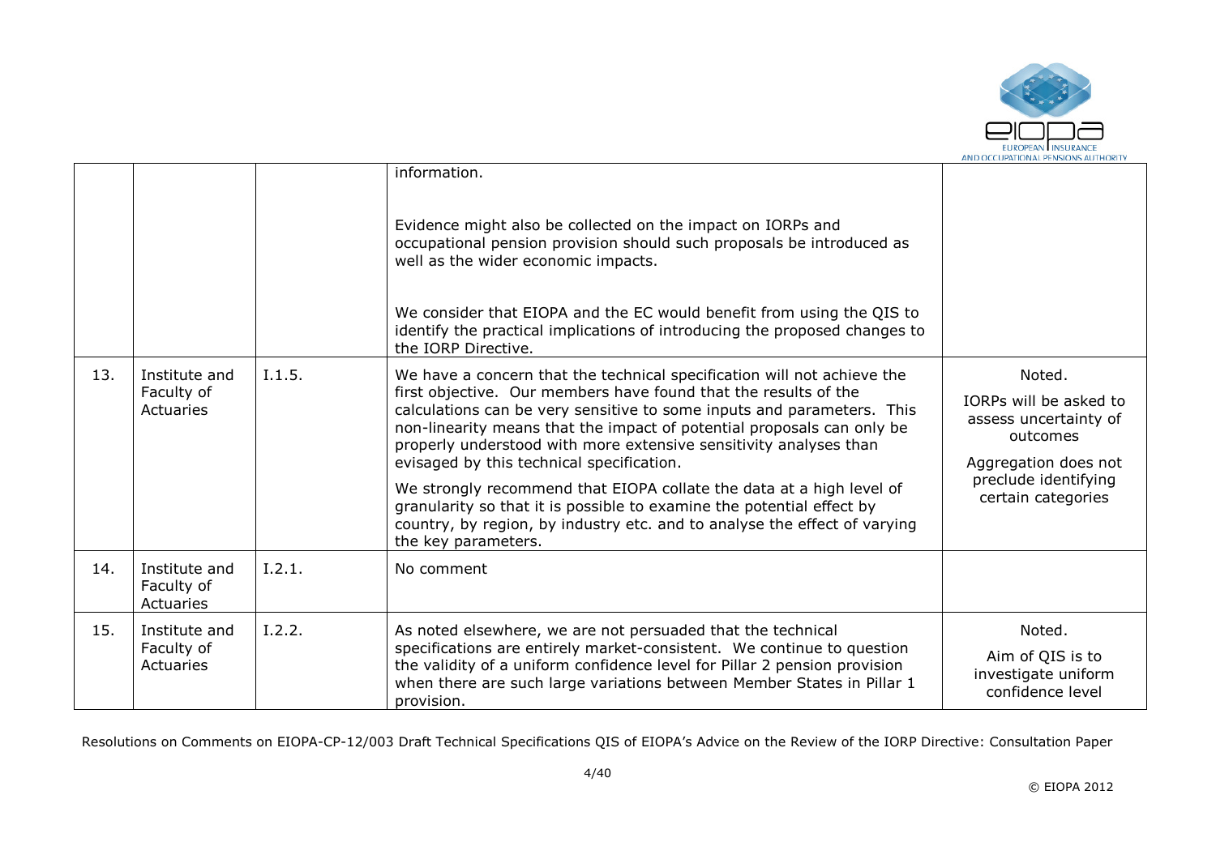|  |  |  | information.<br><br>Evidence might also be collected on the impact on IORPs and occupational pension provision should such proposals be introduced as well as the wider economic impacts.<br><br>We consider that EIOPA and the EC would benefit from using the QIS to identify the practical implications of introducing the proposed changes to the IORP Directive. |  |
|---|---|---|---|---|
| 13. | Institute and Faculty of Actuaries | I.1.5. | We have a concern that the technical specification will not achieve the first objective. Our members have found that the results of the calculations can be very sensitive to some inputs and parameters. This non-linearity means that the impact of potential proposals can only be properly understood with more extensive sensitivity analyses than evisaged by this technical specification.<br><br>We strongly recommend that EIOPA collate the data at a high level of granularity so that it is possible to examine the potential effect by country, by region, by industry etc. and to analyse the effect of varying the key parameters. | Noted.<br><br>IORPs will be asked to assess uncertainty of outcomes<br><br>Aggregation does not preclude identifying certain categories |
| 14. | Institute and Faculty of Actuaries | I.2.1. | No comment |  |
| 15. | Institute and Faculty of Actuaries | I.2.2. | As noted elsewhere, we are not persuaded that the technical specifications are entirely market-consistent. We continue to question the validity of a uniform confidence level for Pillar 2 pension provision when there are such large variations between Member States in Pillar 1 provision. | Noted.<br><br>Aim of QIS is to investigate uniform confidence level |

Resolutions on Comments on EIOPA-CP-12/003 Draft Technical Specifications QIS of EIOPA's Advice on the Review of the IORP Directive: Consultation Paper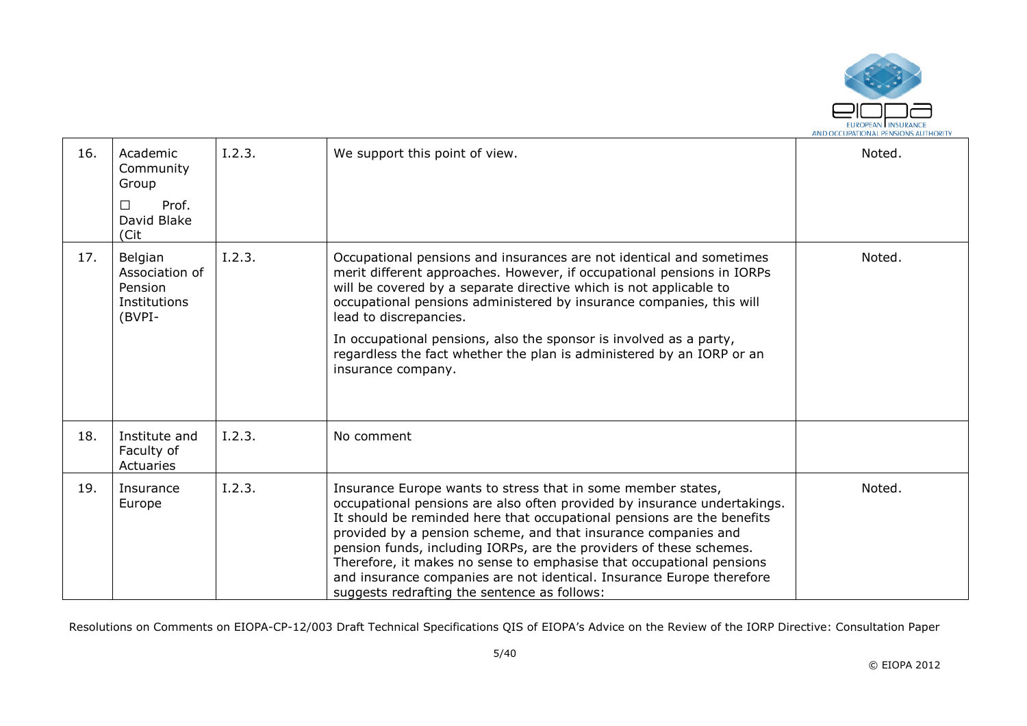| | | | | |
|---|---|---|---|---|
| 16. | Academic Community Group<br>☐ Prof. David Blake (Cit | I.2.3. | We support this point of view. | Noted. |
| 17. | Belgian Association of Pension Institutions (BVPI- | I.2.3. | Occupational pensions and insurances are not identical and sometimes merit different approaches. However, if occupational pensions in IORPs will be covered by a separate directive which is not applicable to occupational pensions administered by insurance companies, this will lead to discrepancies.<br><br>In occupational pensions, also the sponsor is involved as a party, regardless the fact whether the plan is administered by an IORP or an insurance company. | Noted. |
| 18. | Institute and Faculty of Actuaries | I.2.3. | No comment | |
| 19. | Insurance Europe | I.2.3. | Insurance Europe wants to stress that in some member states, occupational pensions are also often provided by insurance undertakings. It should be reminded here that occupational pensions are the benefits provided by a pension scheme, and that insurance companies and pension funds, including IORPs, are the providers of these schemes. Therefore, it makes no sense to emphasise that occupational pensions and insurance companies are not identical. Insurance Europe therefore suggests redrafting the sentence as follows: | Noted. |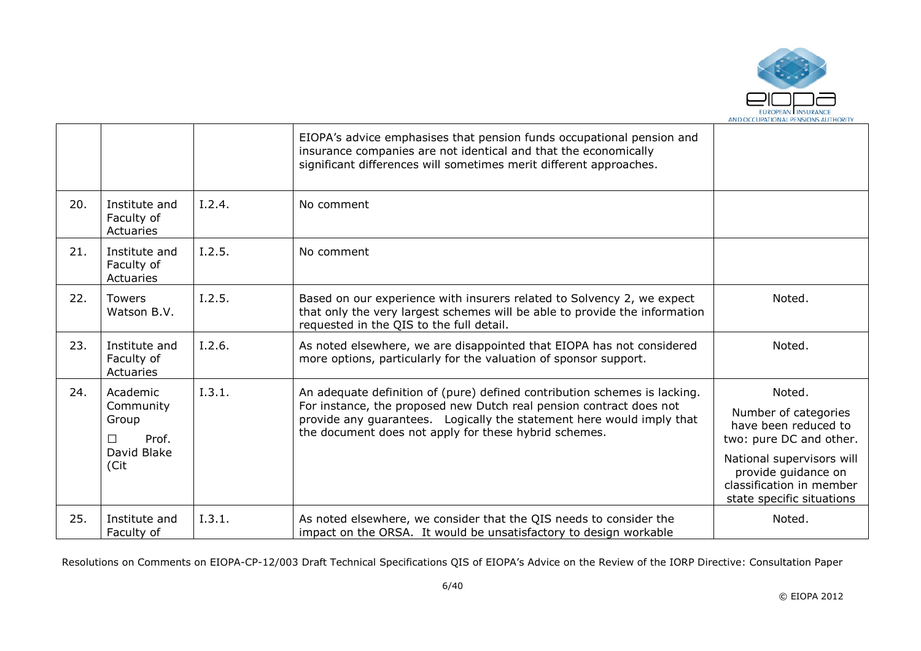|  |  |  | EIOPA's advice emphasises that pension funds occupational pension and insurance companies are not identical and that the economically significant differences will sometimes merit different approaches. |  |
|---|---|---|---|---|
| 20. | Institute and Faculty of Actuaries | I.2.4. | No comment |  |
| 21. | Institute and Faculty of Actuaries | I.2.5. | No comment |  |
| 22. | Towers Watson B.V. | I.2.5. | Based on our experience with insurers related to Solvency 2, we expect that only the very largest schemes will be able to provide the information requested in the QIS to the full detail. | Noted. |
| 23. | Institute and Faculty of Actuaries | I.2.6. | As noted elsewhere, we are disappointed that EIOPA has not considered more options, particularly for the valuation of sponsor support. | Noted. |
| 24. | Academic Community Group ☐ Prof. David Blake (Cit | I.3.1. | An adequate definition of (pure) defined contribution schemes is lacking. For instance, the proposed new Dutch real pension contract does not provide any guarantees. Logically the statement here would imply that the document does not apply for these hybrid schemes. | Noted. Number of categories have been reduced to two: pure DC and other. National supervisors will provide guidance on classification in member state specific situations |
| 25. | Institute and Faculty of | I.3.1. | As noted elsewhere, we consider that the QIS needs to consider the impact on the ORSA. It would be unsatisfactory to design workable | Noted. |

Resolutions on Comments on EIOPA-CP-12/003 Draft Technical Specifications QIS of EIOPA's Advice on the Review of the IORP Directive: Consultation Paper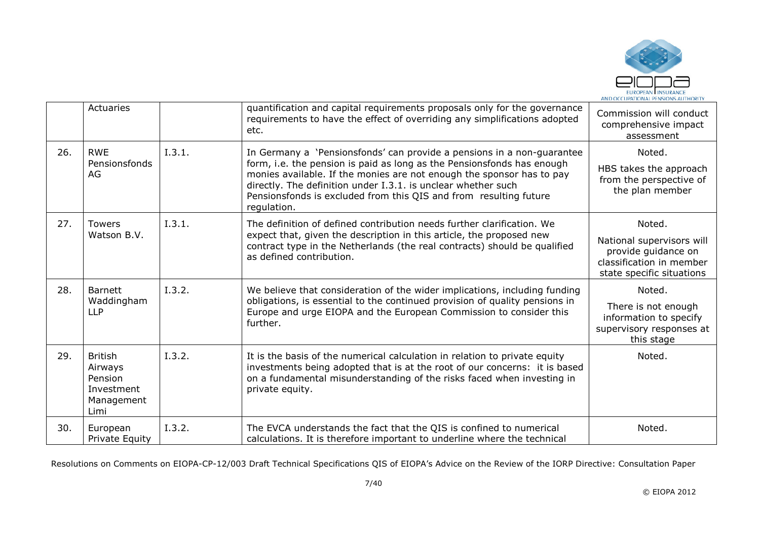|  | Actuaries |  | quantification and capital requirements proposals only for the governance requirements to have the effect of overriding any simplifications adopted etc. | Commission will conduct comprehensive impact assessment |
|---|---|---|---|---|
| 26. | RWE Pensionsfonds AG | I.3.1. | In Germany a 'Pensionsfonds' can provide a pensions in a non-guarantee form, i.e. the pension is paid as long as the Pensionsfonds has enough monies available. If the monies are not enough the sponsor has to pay directly. The definition under I.3.1. is unclear whether such Pensionsfonds is excluded from this QIS and from resulting future regulation. | Noted. HBS takes the approach from the perspective of the plan member |
| 27. | Towers Watson B.V. | I.3.1. | The definition of defined contribution needs further clarification. We expect that, given the description in this article, the proposed new contract type in the Netherlands (the real contracts) should be qualified as defined contribution. | Noted. National supervisors will provide guidance on classification in member state specific situations |
| 28. | Barnett Waddingham LLP | I.3.2. | We believe that consideration of the wider implications, including funding obligations, is essential to the continued provision of quality pensions in Europe and urge EIOPA and the European Commission to consider this further. | Noted. There is not enough information to specify supervisory responses at this stage |
| 29. | British Airways Pension Investment Management Limi | I.3.2. | It is the basis of the numerical calculation in relation to private equity investments being adopted that is at the root of our concerns: it is based on a fundamental misunderstanding of the risks faced when investing in private equity. | Noted. |
| 30. | European Private Equity | I.3.2. | The EVCA understands the fact that the QIS is confined to numerical calculations. It is therefore important to underline where the technical | Noted. |

Resolutions on Comments on EIOPA-CP-12/003 Draft Technical Specifications QIS of EIOPA's Advice on the Review of the IORP Directive: Consultation Paper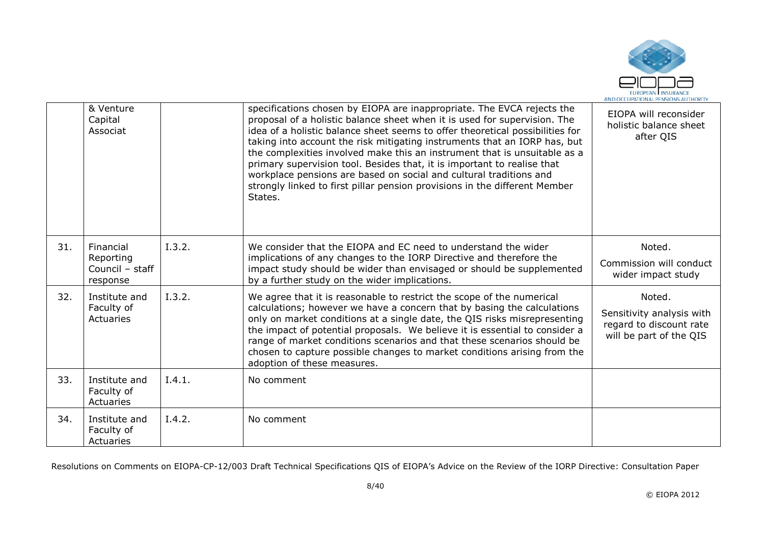|  | & Venture Capital Associat |  | specifications chosen by EIOPA are inappropriate. The EVCA rejects the proposal of a holistic balance sheet when it is used for supervision. The idea of a holistic balance sheet seems to offer theoretical possibilities for taking into account the risk mitigating instruments that an IORP has, but the complexities involved make this an instrument that is unsuitable as a primary supervision tool. Besides that, it is important to realise that workplace pensions are based on social and cultural traditions and strongly linked to first pillar pension provisions in the different Member States. | EIOPA will reconsider holistic balance sheet after QIS |
|---|---|---|---|---|
| 31. | Financial Reporting Council – staff response | I.3.2. | We consider that the EIOPA and EC need to understand the wider implications of any changes to the IORP Directive and therefore the impact study should be wider than envisaged or should be supplemented by a further study on the wider implications. | Noted.<br>Commission will conduct wider impact study |
| 32. | Institute and Faculty of Actuaries | I.3.2. | We agree that it is reasonable to restrict the scope of the numerical calculations; however we have a concern that by basing the calculations only on market conditions at a single date, the QIS risks misrepresenting the impact of potential proposals. We believe it is essential to consider a range of market conditions scenarios and that these scenarios should be chosen to capture possible changes to market conditions arising from the adoption of these measures. | Noted.<br>Sensitivity analysis with regard to discount rate will be part of the QIS |
| 33. | Institute and Faculty of Actuaries | I.4.1. | No comment |  |
| 34. | Institute and Faculty of Actuaries | I.4.2. | No comment |  |

Resolutions on Comments on EIOPA-CP-12/003 Draft Technical Specifications QIS of EIOPA's Advice on the Review of the IORP Directive: Consultation Paper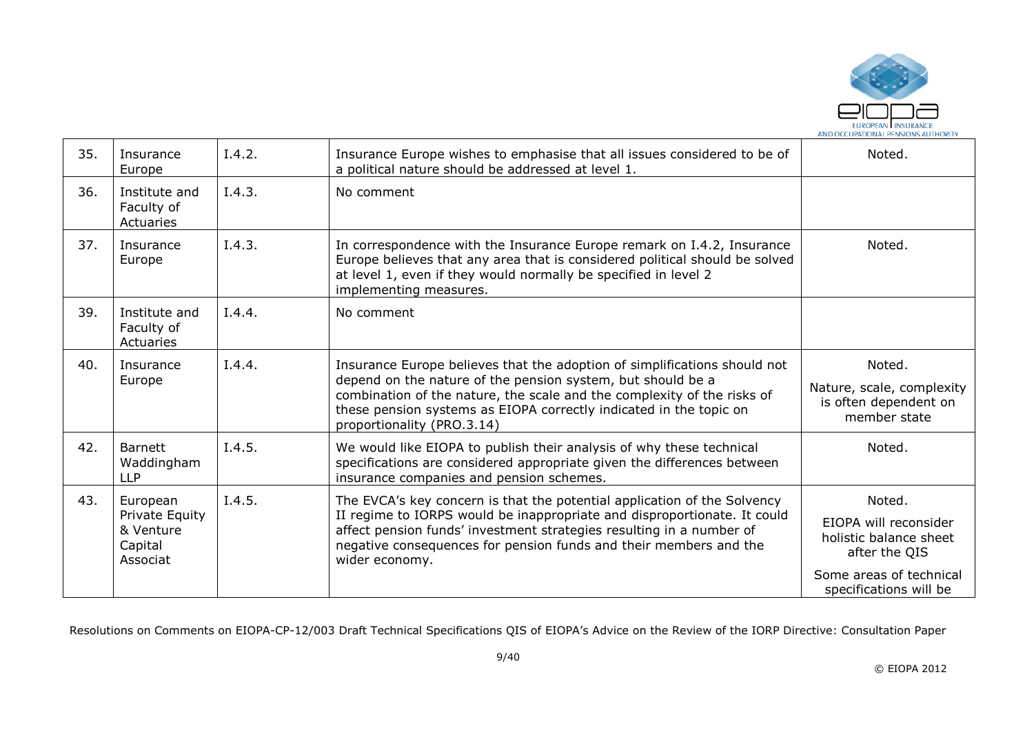| 35. | Insurance Europe | I.4.2. | Insurance Europe wishes to emphasise that all issues considered to be of a political nature should be addressed at level 1. | Noted. |
|---|---|---|---|---|
| 36. | Institute and Faculty of Actuaries | I.4.3. | No comment | |
| 37. | Insurance Europe | I.4.3. | In correspondence with the Insurance Europe remark on I.4.2, Insurance Europe believes that any area that is considered political should be solved at level 1, even if they would normally be specified in level 2 implementing measures. | Noted. |
| 39. | Institute and Faculty of Actuaries | I.4.4. | No comment | |
| 40. | Insurance Europe | I.4.4. | Insurance Europe believes that the adoption of simplifications should not depend on the nature of the pension system, but should be a combination of the nature, the scale and the complexity of the risks of these pension systems as EIOPA correctly indicated in the topic on proportionality (PRO.3.14) | Noted.<br><br>Nature, scale, complexity is often dependent on member state |
| 42. | Barnett Waddingham LLP | I.4.5. | We would like EIOPA to publish their analysis of why these technical specifications are considered appropriate given the differences between insurance companies and pension schemes. | Noted. |
| 43. | European Private Equity & Venture Capital Associat | I.4.5. | The EVCA's key concern is that the potential application of the Solvency II regime to IORPS would be inappropriate and disproportionate. It could affect pension funds' investment strategies resulting in a number of negative consequences for pension funds and their members and the wider economy. | Noted.<br><br>EIOPA will reconsider holistic balance sheet after the QIS<br><br>Some areas of technical specifications will be |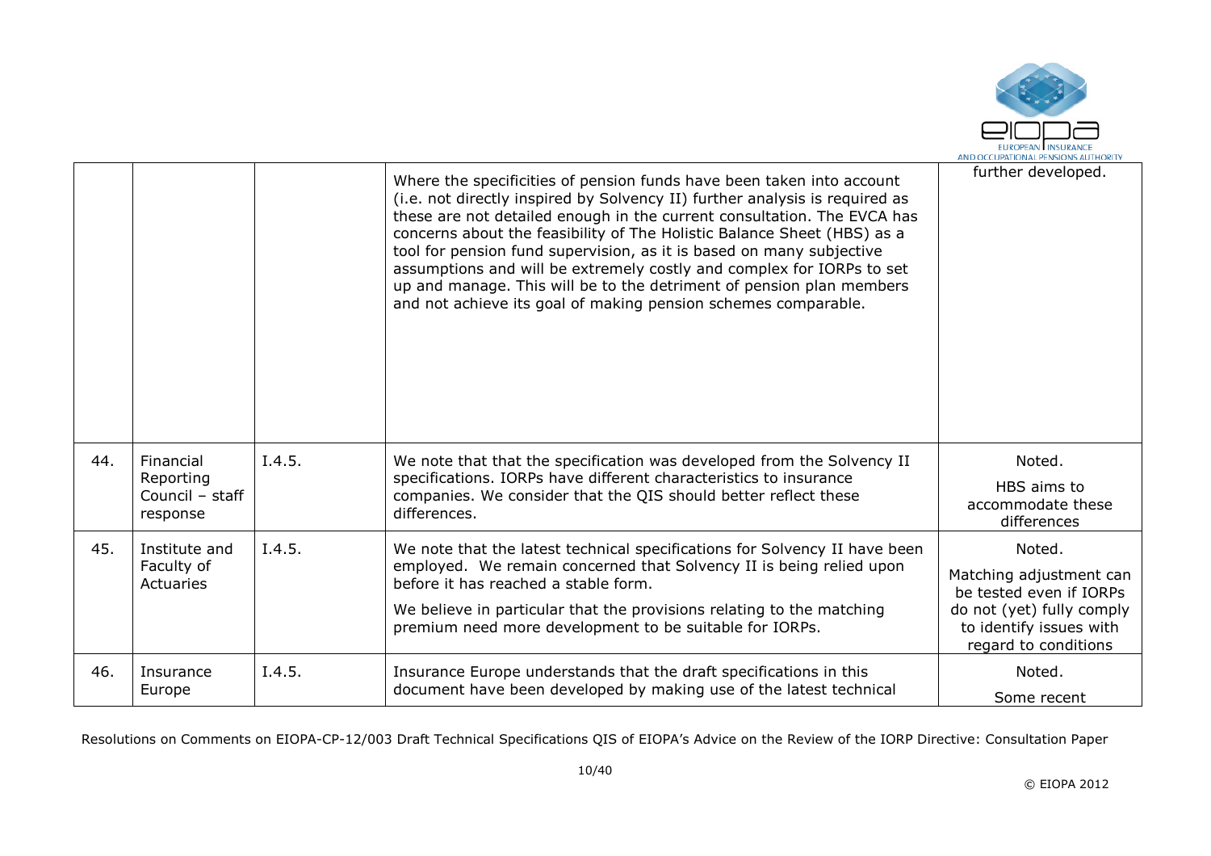| | | | | |
|---|---|---|---|---|
| | | | Where the specificities of pension funds have been taken into account (i.e. not directly inspired by Solvency II) further analysis is required as these are not detailed enough in the current consultation. The EVCA has concerns about the feasibility of The Holistic Balance Sheet (HBS) as a tool for pension fund supervision, as it is based on many subjective assumptions and will be extremely costly and complex for IORPs to set up and manage. This will be to the detriment of pension plan members and not achieve its goal of making pension schemes comparable. | further developed. |
| 44. | Financial Reporting Council – staff response | I.4.5. | We note that that the specification was developed from the Solvency II specifications. IORPs have different characteristics to insurance companies. We consider that the QIS should better reflect these differences. | Noted.<br><br>HBS aims to accommodate these differences |
| 45. | Institute and Faculty of Actuaries | I.4.5. | We note that the latest technical specifications for Solvency II have been employed. We remain concerned that Solvency II is being relied upon before it has reached a stable form.<br><br>We believe in particular that the provisions relating to the matching premium need more development to be suitable for IORPs. | Noted.<br><br>Matching adjustment can be tested even if IORPs do not (yet) fully comply to identify issues with regard to conditions |
| 46. | Insurance Europe | I.4.5. | Insurance Europe understands that the draft specifications in this document have been developed by making use of the latest technical | Noted.<br><br>Some recent |

Resolutions on Comments on EIOPA-CP-12/003 Draft Technical Specifications QIS of EIOPA's Advice on the Review of the IORP Directive: Consultation Paper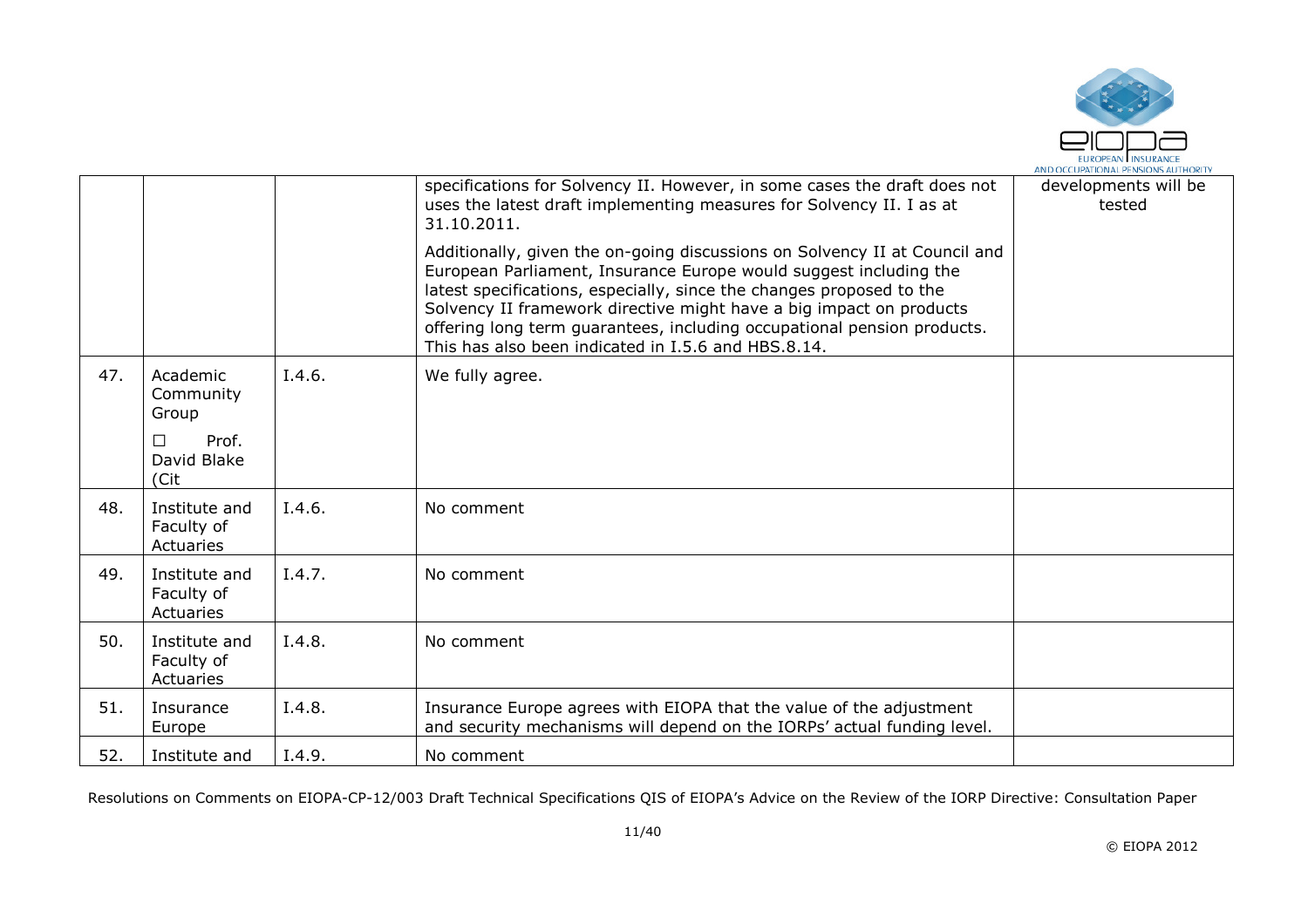| | | | | |
|---|---|---|---|---|
| | | | specifications for Solvency II. However, in some cases the draft does not uses the latest draft implementing measures for Solvency II. I as at 31.10.2011.<br><br>Additionally, given the on-going discussions on Solvency II at Council and European Parliament, Insurance Europe would suggest including the latest specifications, especially, since the changes proposed to the Solvency II framework directive might have a big impact on products offering long term guarantees, including occupational pension products. This has also been indicated in I.5.6 and HBS.8.14. | developments will be tested |
| 47. | Academic Community Group<br><br>☐ Prof. David Blake (Cit | I.4.6. | We fully agree. | |
| 48. | Institute and Faculty of Actuaries | I.4.6. | No comment | |
| 49. | Institute and Faculty of Actuaries | I.4.7. | No comment | |
| 50. | Institute and Faculty of Actuaries | I.4.8. | No comment | |
| 51. | Insurance Europe | I.4.8. | Insurance Europe agrees with EIOPA that the value of the adjustment and security mechanisms will depend on the IORPs' actual funding level. | |
| 52. | Institute and | I.4.9. | No comment | |

Resolutions on Comments on EIOPA-CP-12/003 Draft Technical Specifications QIS of EIOPA's Advice on the Review of the IORP Directive: Consultation Paper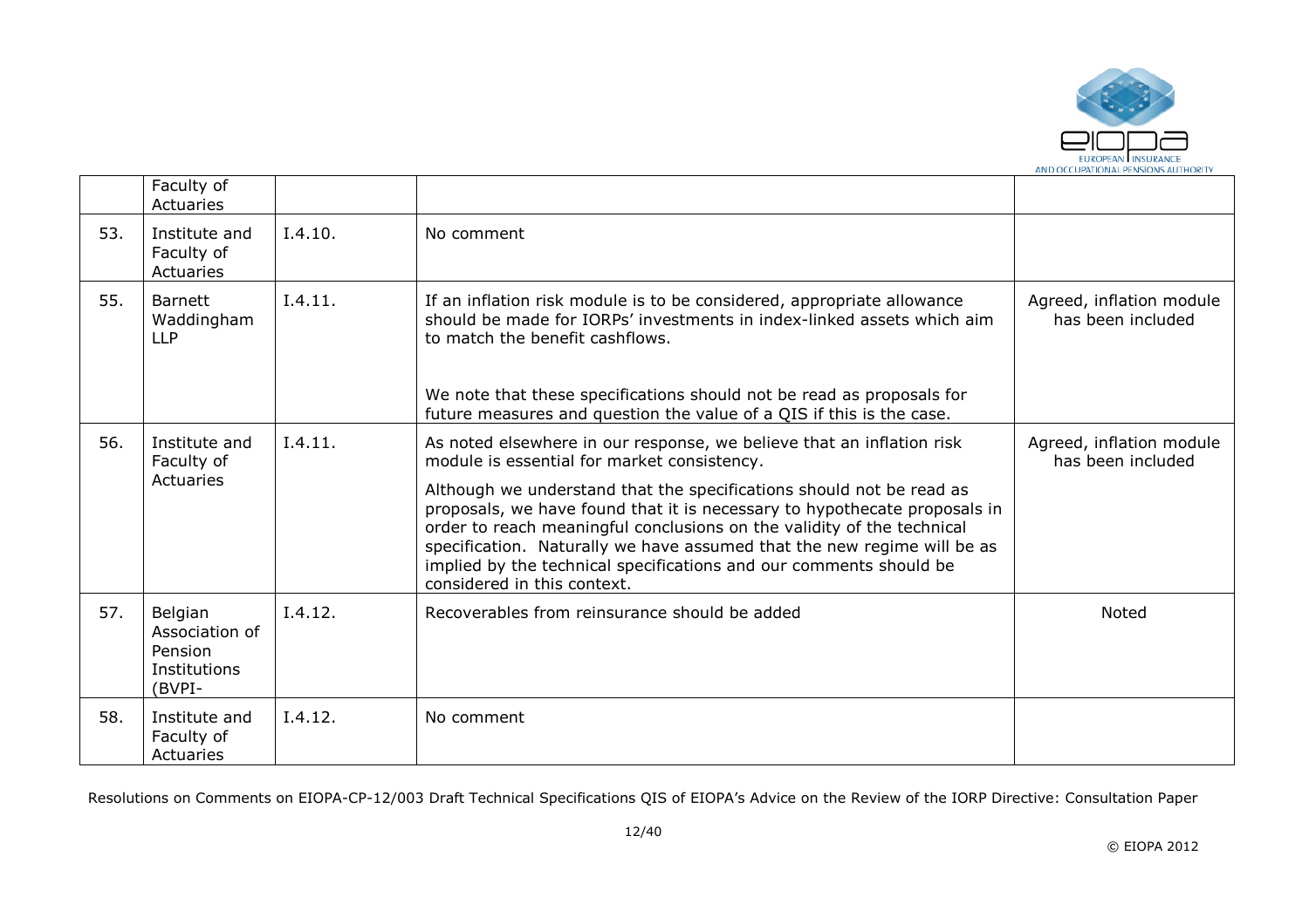|  |  |  |  |  |
|---|---|---|---|---|
|  | Faculty of Actuaries |  |  |  |
| 53. | Institute and Faculty of Actuaries | I.4.10. | No comment |  |
| 55. | Barnett Waddingham LLP | I.4.11. | If an inflation risk module is to be considered, appropriate allowance should be made for IORPs' investments in index-linked assets which aim to match the benefit cashflows.<br><br>We note that these specifications should not be read as proposals for future measures and question the value of a QIS if this is the case. | Agreed, inflation module has been included |
| 56. | Institute and Faculty of Actuaries | I.4.11. | As noted elsewhere in our response, we believe that an inflation risk module is essential for market consistency.<br><br>Although we understand that the specifications should not be read as proposals, we have found that it is necessary to hypothecate proposals in order to reach meaningful conclusions on the validity of the technical specification. Naturally we have assumed that the new regime will be as implied by the technical specifications and our comments should be considered in this context. | Agreed, inflation module has been included |
| 57. | Belgian Association of Pension Institutions (BVPI- | I.4.12. | Recoverables from reinsurance should be added | Noted |
| 58. | Institute and Faculty of Actuaries | I.4.12. | No comment |  |

Resolutions on Comments on EIOPA-CP-12/003 Draft Technical Specifications QIS of EIOPA's Advice on the Review of the IORP Directive: Consultation Paper

© EIOPA 2012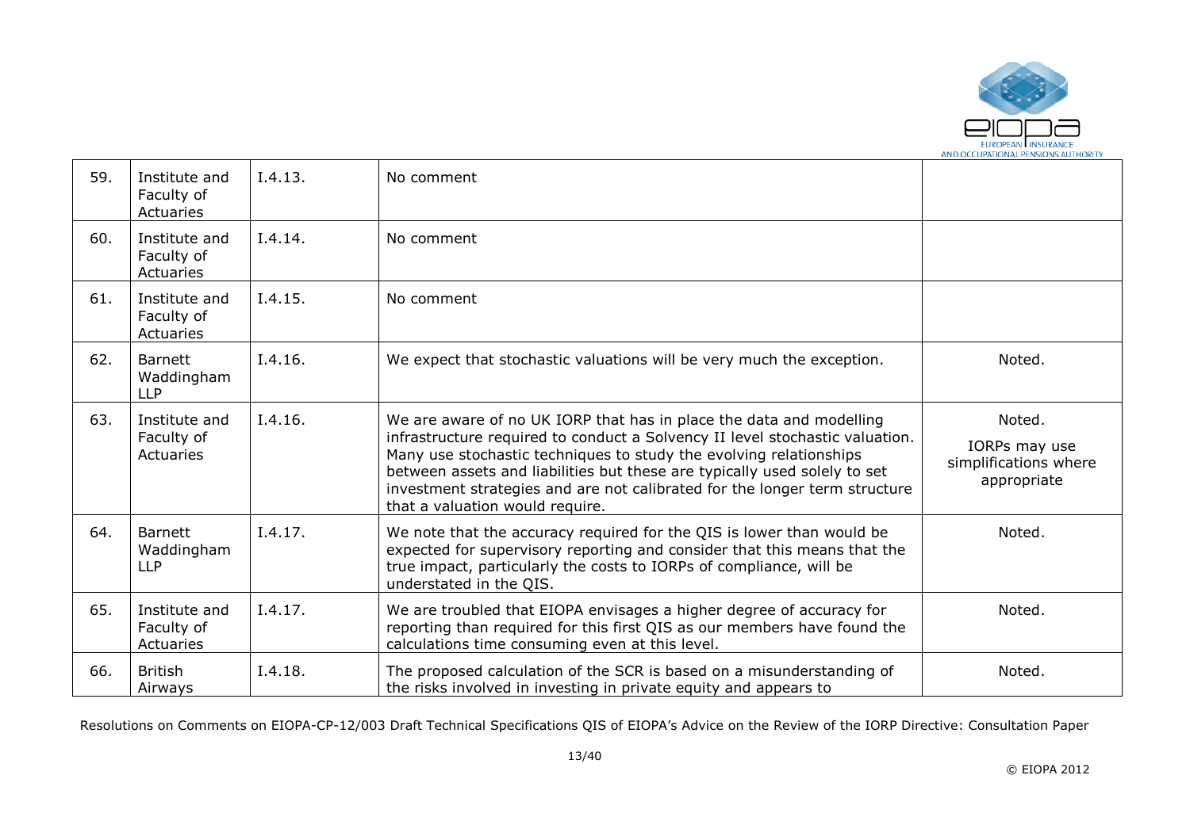| | | | | |
|---|---|---|---|---|
| 59. | Institute and Faculty of Actuaries | I.4.13. | No comment | |
| 60. | Institute and Faculty of Actuaries | I.4.14. | No comment | |
| 61. | Institute and Faculty of Actuaries | I.4.15. | No comment | |
| 62. | Barnett Waddingham LLP | I.4.16. | We expect that stochastic valuations will be very much the exception. | Noted. |
| 63. | Institute and Faculty of Actuaries | I.4.16. | We are aware of no UK IORP that has in place the data and modelling infrastructure required to conduct a Solvency II level stochastic valuation. Many use stochastic techniques to study the evolving relationships between assets and liabilities but these are typically used solely to set investment strategies and are not calibrated for the longer term structure that a valuation would require. | Noted. IORPs may use simplifications where appropriate |
| 64. | Barnett Waddingham LLP | I.4.17. | We note that the accuracy required for the QIS is lower than would be expected for supervisory reporting and consider that this means that the true impact, particularly the costs to IORPs of compliance, will be understated in the QIS. | Noted. |
| 65. | Institute and Faculty of Actuaries | I.4.17. | We are troubled that EIOPA envisages a higher degree of accuracy for reporting than required for this first QIS as our members have found the calculations time consuming even at this level. | Noted. |
| 66. | British Airways | I.4.18. | The proposed calculation of the SCR is based on a misunderstanding of the risks involved in investing in private equity and appears to | Noted. |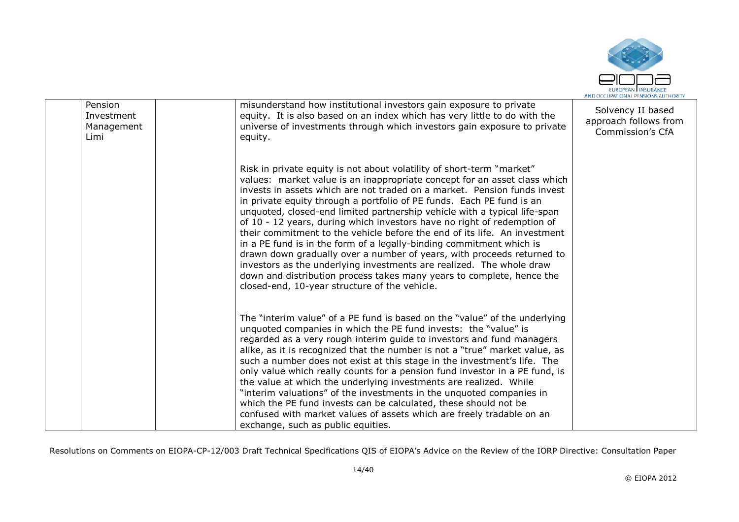|  | Pension Investment Management Limi |  | misunderstand how institutional investors gain exposure to private equity. It is also based on an index which has very little to do with the universe of investments through which investors gain exposure to private equity.<br><br>Risk in private equity is not about volatility of short-term "market" values: market value is an inappropriate concept for an asset class which invests in assets which are not traded on a market. Pension funds invest in private equity through a portfolio of PE funds. Each PE fund is an unquoted, closed-end limited partnership vehicle with a typical life-span of 10 - 12 years, during which investors have no right of redemption of their commitment to the vehicle before the end of its life. An investment in a PE fund is in the form of a legally-binding commitment which is drawn down gradually over a number of years, with proceeds returned to investors as the underlying investments are realized. The whole draw down and distribution process takes many years to complete, hence the closed-end, 10-year structure of the vehicle.<br><br>The "interim value" of a PE fund is based on the "value" of the underlying unquoted companies in which the PE fund invests: the "value" is regarded as a very rough interim guide to investors and fund managers alike, as it is recognized that the number is not a "true" market value, as such a number does not exist at this stage in the investment's life. The only value which really counts for a pension fund investor in a PE fund, is the value at which the underlying investments are realized. While "interim valuations" of the investments in the unquoted companies in which the PE fund invests can be calculated, these should not be confused with market values of assets which are freely tradable on an exchange, such as public equities. | Solvency II based approach follows from Commission's CfA |
|---|---|---|---|---|

Resolutions on Comments on EIOPA-CP-12/003 Draft Technical Specifications QIS of EIOPA's Advice on the Review of the IORP Directive: Consultation Paper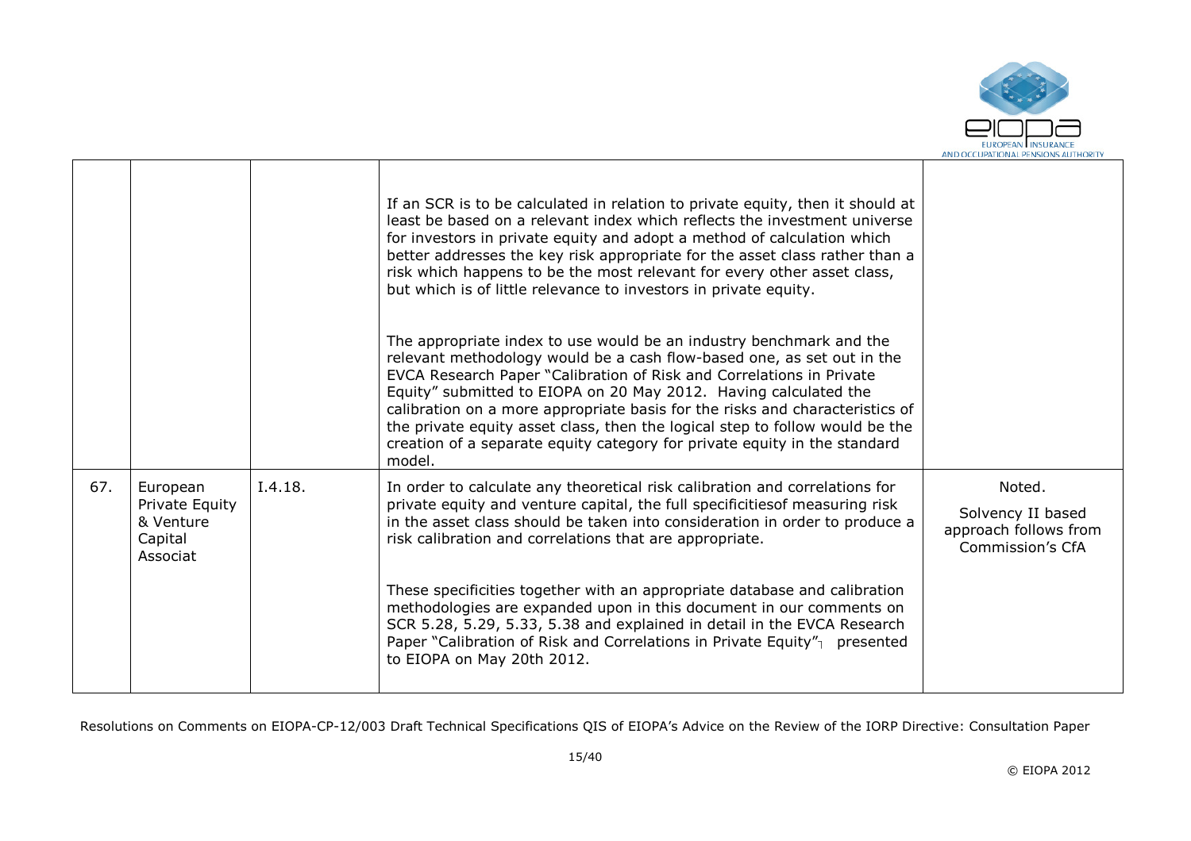|  |  |  |  |  |
| --- | --- | --- | --- | --- |
|  |  |  | If an SCR is to be calculated in relation to private equity, then it should at least be based on a relevant index which reflects the investment universe for investors in private equity and adopt a method of calculation which better addresses the key risk appropriate for the asset class rather than a risk which happens to be the most relevant for every other asset class, but which is of little relevance to investors in private equity.<br><br>The appropriate index to use would be an industry benchmark and the relevant methodology would be a cash flow-based one, as set out in the EVCA Research Paper "Calibration of Risk and Correlations in Private Equity" submitted to EIOPA on 20 May 2012. Having calculated the calibration on a more appropriate basis for the risks and characteristics of the private equity asset class, then the logical step to follow would be the creation of a separate equity category for private equity in the standard model. |  |
| 67. | European Private Equity & Venture Capital Associat | I.4.18. | In order to calculate any theoretical risk calibration and correlations for private equity and venture capital, the full specificitiesof measuring risk in the asset class should be taken into consideration in order to produce a risk calibration and correlations that are appropriate.<br><br>These specificities together with an appropriate database and calibration methodologies are expanded upon in this document in our comments on SCR 5.28, 5.29, 5.33, 5.38 and explained in detail in the EVCA Research Paper "Calibration of Risk and Correlations in Private Equity" presented to EIOPA on May 20th 2012. | Noted.<br><br>Solvency II based approach follows from Commission's CfA |

Resolutions on Comments on EIOPA-CP-12/003 Draft Technical Specifications QIS of EIOPA's Advice on the Review of the IORP Directive: Consultation Paper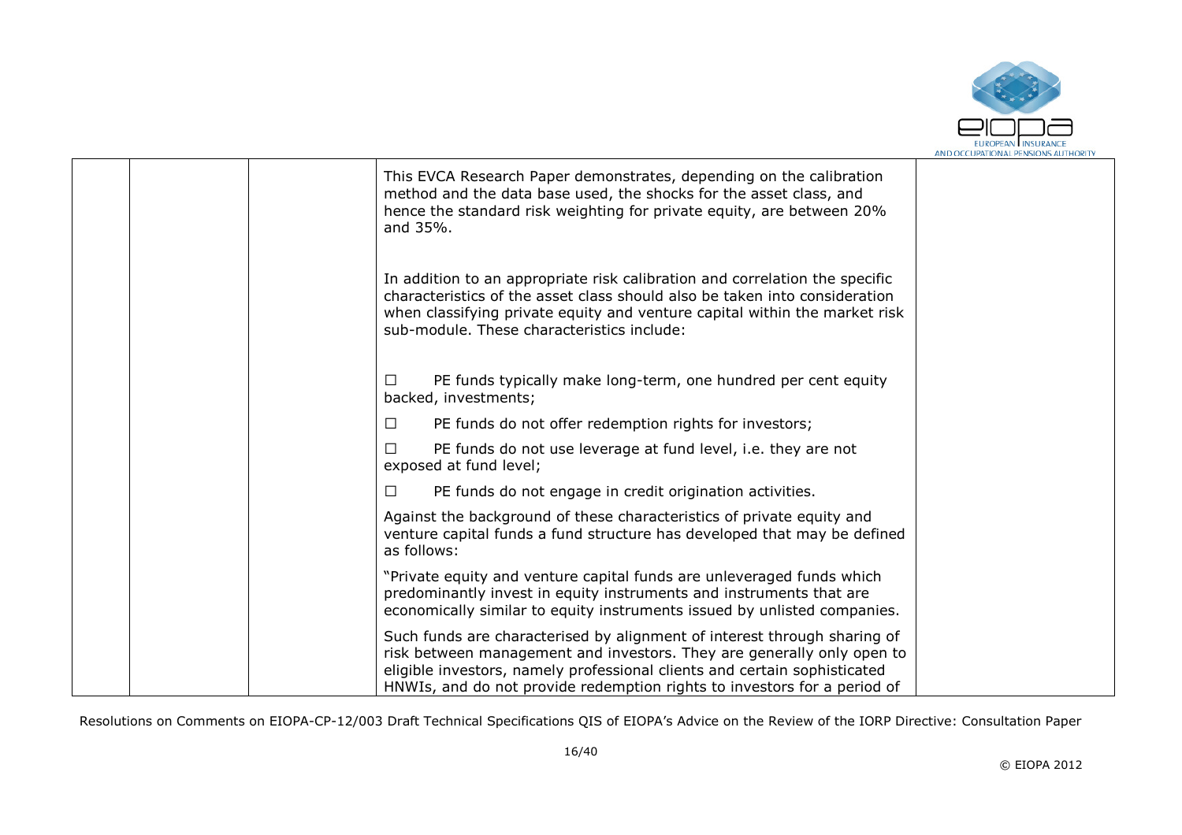| | | | | |
|---|---|---|---|---|
| | | | This EVCA Research Paper demonstrates, depending on the calibration method and the data base used, the shocks for the asset class, and hence the standard risk weighting for private equity, are between 20% and 35%.<br><br>In addition to an appropriate risk calibration and correlation the specific characteristics of the asset class should also be taken into consideration when classifying private equity and venture capital within the market risk sub-module. These characteristics include:<br><br>☐ PE funds typically make long-term, one hundred per cent equity backed, investments;<br><br>☐ PE funds do not offer redemption rights for investors;<br><br>☐ PE funds do not use leverage at fund level, i.e. they are not exposed at fund level;<br><br>☐ PE funds do not engage in credit origination activities.<br><br>Against the background of these characteristics of private equity and venture capital funds a fund structure has developed that may be defined as follows:<br><br>"Private equity and venture capital funds are unleveraged funds which predominantly invest in equity instruments and instruments that are economically similar to equity instruments issued by unlisted companies.<br><br>Such funds are characterised by alignment of interest through sharing of risk between management and investors. They are generally only open to eligible investors, namely professional clients and certain sophisticated HNWIs, and do not provide redemption rights to investors for a period of | |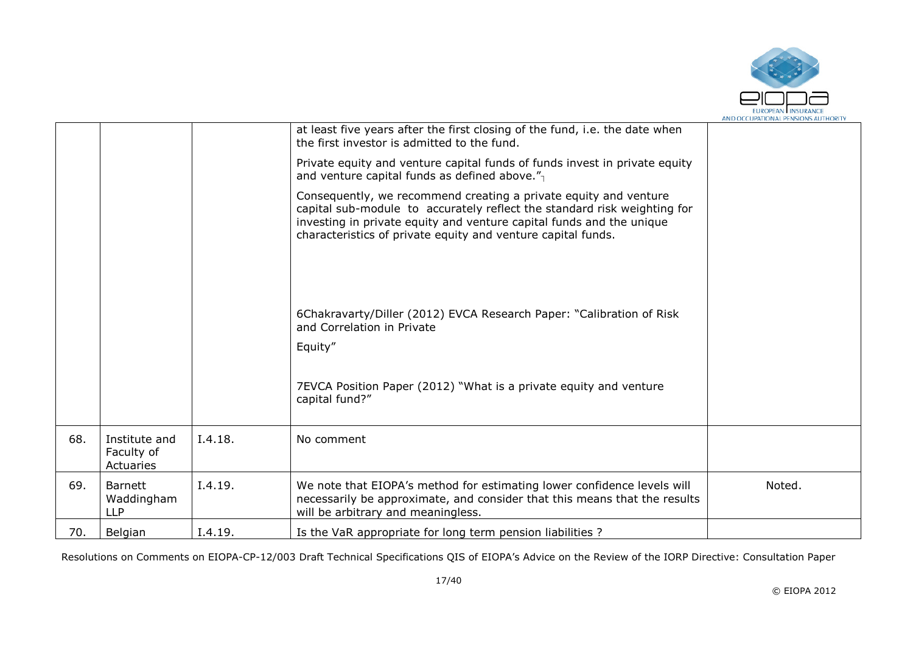| | | | | |
|---|---|---|---|---|
| | | | at least five years after the first closing of the fund, i.e. the date when the first investor is admitted to the fund. Private equity and venture capital funds of funds invest in private equity and venture capital funds as defined above."[7] Consequently, we recommend creating a private equity and venture capital sub-module to accurately reflect the standard risk weighting for investing in private equity and venture capital funds and the unique characteristics of private equity and venture capital funds. 6Chakravarty/Diller (2012) EVCA Research Paper: "Calibration of Risk and Correlation in Private Equity" 7EVCA Position Paper (2012) "What is a private equity and venture capital fund?" | |
| 68. | Institute and Faculty of Actuaries | I.4.18. | No comment | |
| 69. | Barnett Waddingham LLP | I.4.19. | We note that EIOPA's method for estimating lower confidence levels will necessarily be approximate, and consider that this means that the results will be arbitrary and meaningless. | Noted. |
| 70. | Belgian | I.4.19. | Is the VaR appropriate for long term pension liabilities ? | |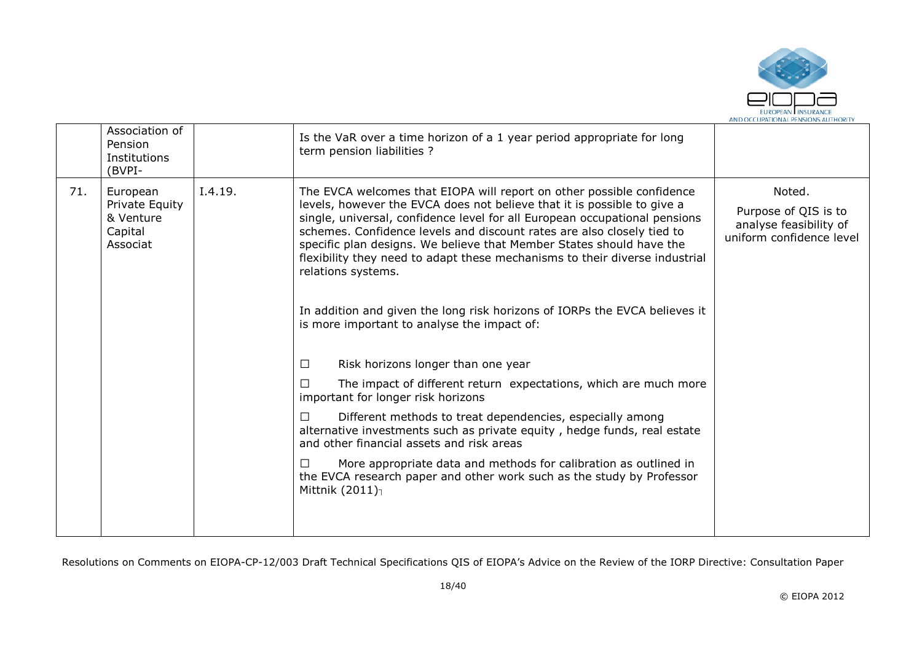|  | Association of Pension Institutions (BVPI- |  | Is the VaR over a time horizon of a 1 year period appropriate for long term pension liabilities ? |  |
|---|---|---|---|---|
| 71. | European Private Equity & Venture Capital Associat | I.4.19. | The EVCA welcomes that EIOPA will report on other possible confidence levels, however the EVCA does not believe that it is possible to give a single, universal, confidence level for all European occupational pensions schemes. Confidence levels and discount rates are also closely tied to specific plan designs. We believe that Member States should have the flexibility they need to adapt these mechanisms to their diverse industrial relations systems.<br><br>In addition and given the long risk horizons of IORPs the EVCA believes it is more important to analyse the impact of:<br><br>☐ Risk horizons longer than one year<br>☐ The impact of different return expectations, which are much more important for longer risk horizons<br>☐ Different methods to treat dependencies, especially among alternative investments such as private equity , hedge funds, real estate and other financial assets and risk areas<br>☐ More appropriate data and methods for calibration as outlined in the EVCA research paper and other work such as the study by Professor Mittnik (2011) | Noted.<br>Purpose of QIS is to analyse feasibility of uniform confidence level |

Resolutions on Comments on EIOPA-CP-12/003 Draft Technical Specifications QIS of EIOPA's Advice on the Review of the IORP Directive: Consultation Paper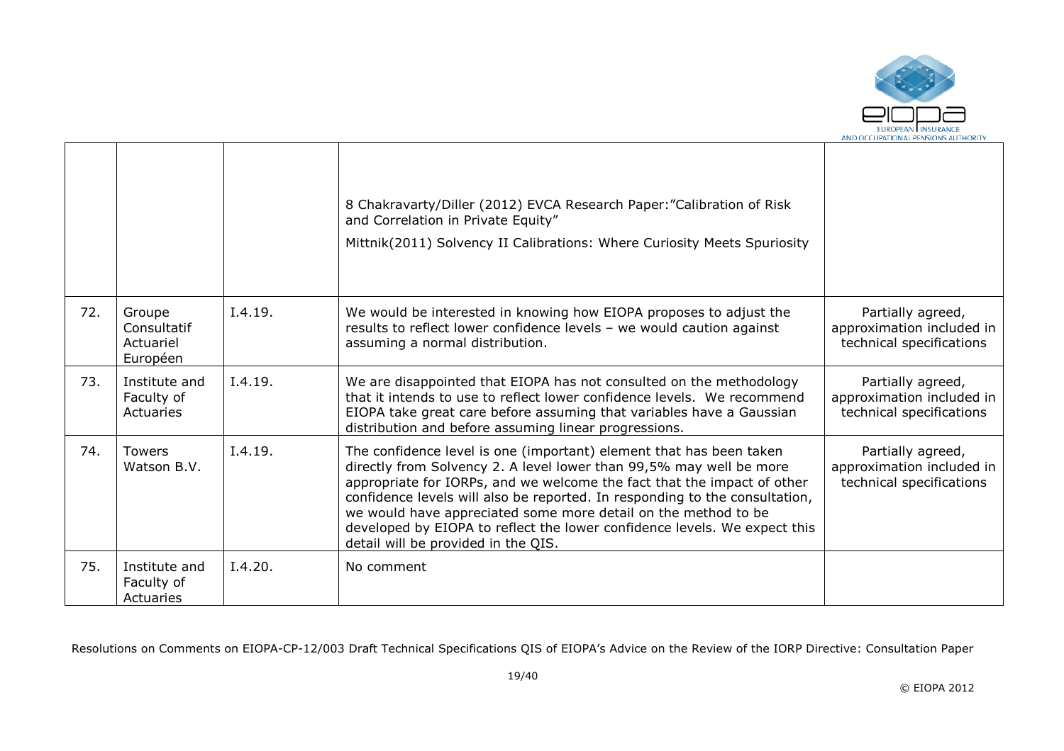| | | | | |
|---|---|---|---|---|
| | | | 8 Chakravarty/Diller (2012) EVCA Research Paper:"Calibration of Risk and Correlation in Private Equity"<br><br>Mittnik(2011) Solvency II Calibrations: Where Curiosity Meets Spuriosity | |
| 72. | Groupe Consultatif Actuariel Européen | I.4.19. | We would be interested in knowing how EIOPA proposes to adjust the results to reflect lower confidence levels – we would caution against assuming a normal distribution. | Partially agreed, approximation included in technical specifications |
| 73. | Institute and Faculty of Actuaries | I.4.19. | We are disappointed that EIOPA has not consulted on the methodology that it intends to use to reflect lower confidence levels. We recommend EIOPA take great care before assuming that variables have a Gaussian distribution and before assuming linear progressions. | Partially agreed, approximation included in technical specifications |
| 74. | Towers Watson B.V. | I.4.19. | The confidence level is one (important) element that has been taken directly from Solvency 2. A level lower than 99,5% may well be more appropriate for IORPs, and we welcome the fact that the impact of other confidence levels will also be reported. In responding to the consultation, we would have appreciated some more detail on the method to be developed by EIOPA to reflect the lower confidence levels. We expect this detail will be provided in the QIS. | Partially agreed, approximation included in technical specifications |
| 75. | Institute and Faculty of Actuaries | I.4.20. | No comment | |

Resolutions on Comments on EIOPA-CP-12/003 Draft Technical Specifications QIS of EIOPA's Advice on the Review of the IORP Directive: Consultation Paper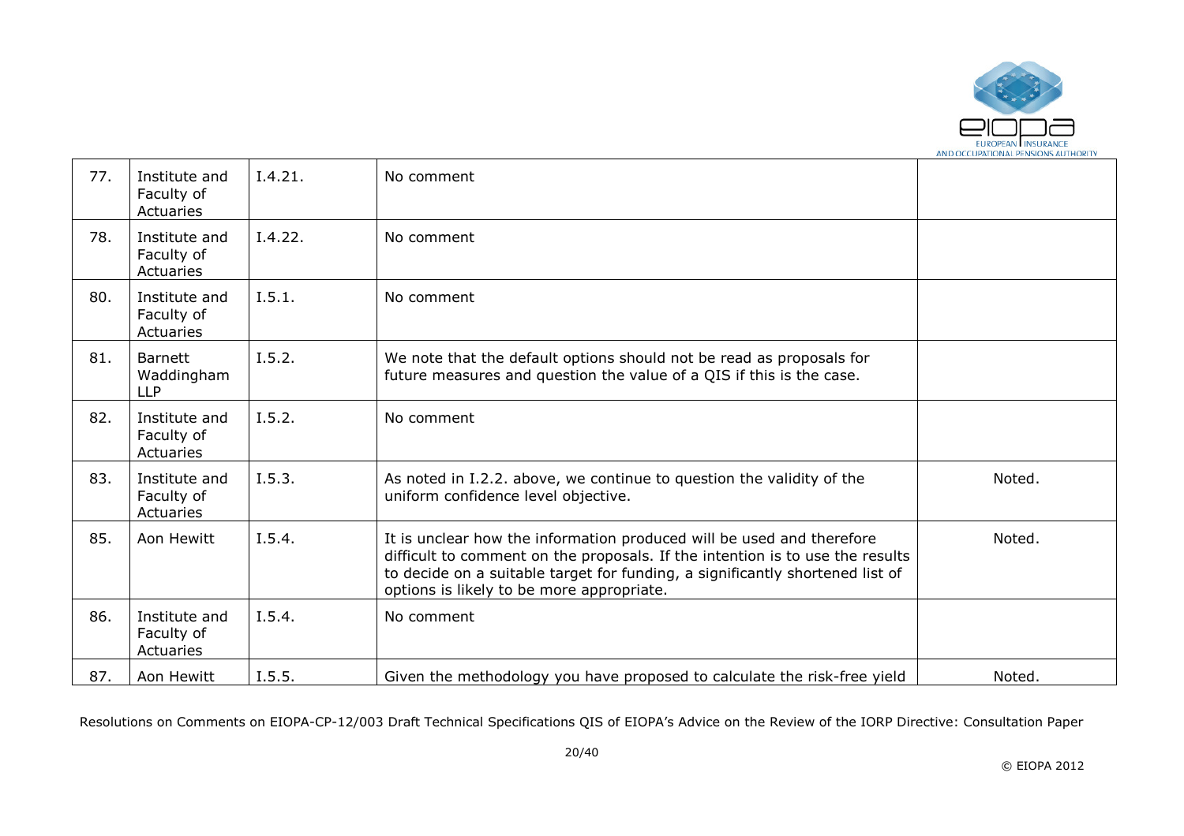| | | | | |
|---|---|---|---|---|
| 77. | Institute and Faculty of Actuaries | I.4.21. | No comment | |
| 78. | Institute and Faculty of Actuaries | I.4.22. | No comment | |
| 80. | Institute and Faculty of Actuaries | I.5.1. | No comment | |
| 81. | Barnett Waddingham LLP | I.5.2. | We note that the default options should not be read as proposals for future measures and question the value of a QIS if this is the case. | |
| 82. | Institute and Faculty of Actuaries | I.5.2. | No comment | |
| 83. | Institute and Faculty of Actuaries | I.5.3. | As noted in I.2.2. above, we continue to question the validity of the uniform confidence level objective. | Noted. |
| 85. | Aon Hewitt | I.5.4. | It is unclear how the information produced will be used and therefore difficult to comment on the proposals. If the intention is to use the results to decide on a suitable target for funding, a significantly shortened list of options is likely to be more appropriate. | Noted. |
| 86. | Institute and Faculty of Actuaries | I.5.4. | No comment | |
| 87. | Aon Hewitt | I.5.5. | Given the methodology you have proposed to calculate the risk-free yield | Noted. |

Resolutions on Comments on EIOPA-CP-12/003 Draft Technical Specifications QIS of EIOPA's Advice on the Review of the IORP Directive: Consultation Paper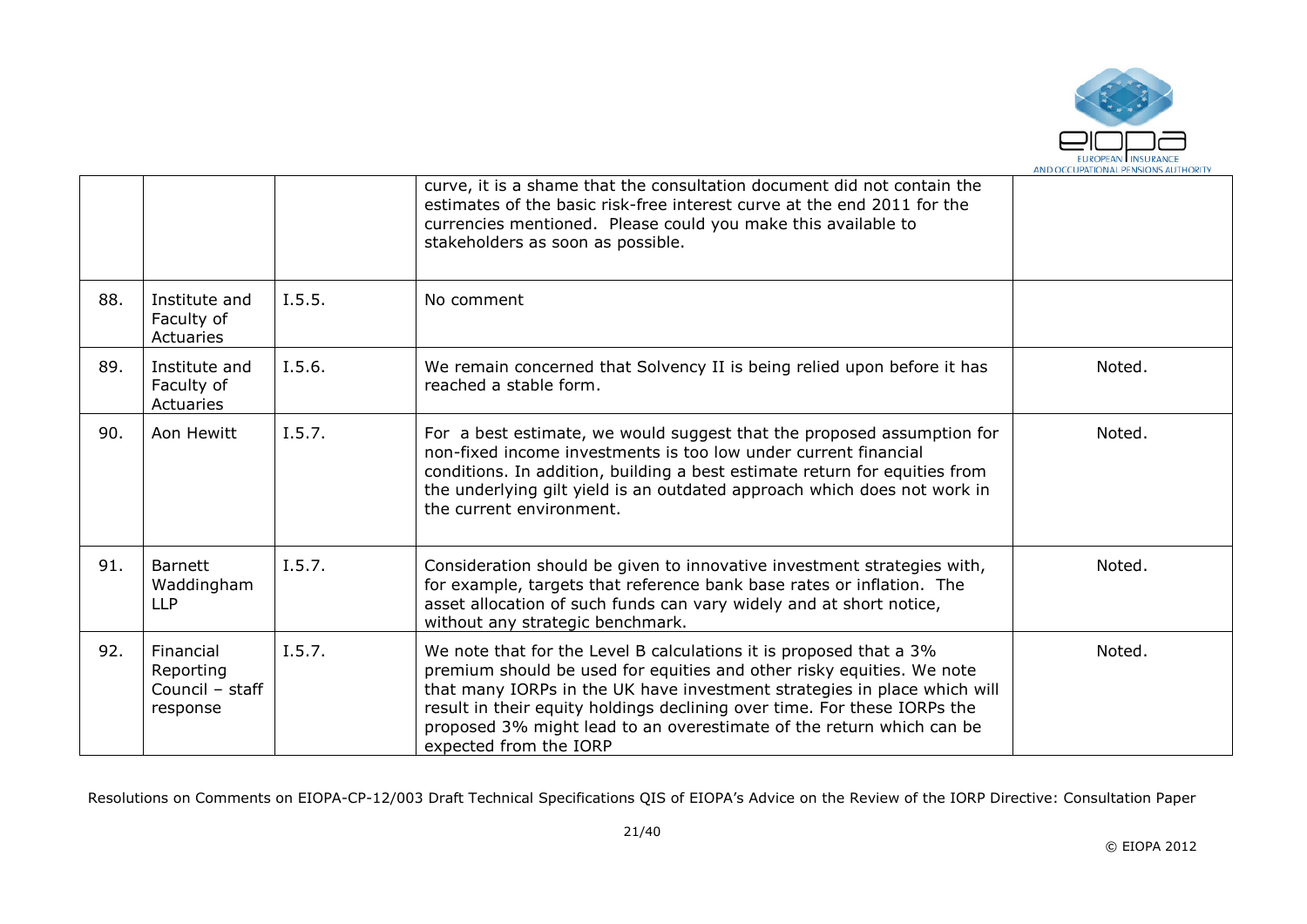| | | | | |
|---|---|---|---|---|
| | | | curve, it is a shame that the consultation document did not contain the estimates of the basic risk-free interest curve at the end 2011 for the currencies mentioned. Please could you make this available to stakeholders as soon as possible. | |
| 88. | Institute and Faculty of Actuaries | I.5.5. | No comment | |
| 89. | Institute and Faculty of Actuaries | I.5.6. | We remain concerned that Solvency II is being relied upon before it has reached a stable form. | Noted. |
| 90. | Aon Hewitt | I.5.7. | For a best estimate, we would suggest that the proposed assumption for non-fixed income investments is too low under current financial conditions. In addition, building a best estimate return for equities from the underlying gilt yield is an outdated approach which does not work in the current environment. | Noted. |
| 91. | Barnett Waddingham LLP | I.5.7. | Consideration should be given to innovative investment strategies with, for example, targets that reference bank base rates or inflation. The asset allocation of such funds can vary widely and at short notice, without any strategic benchmark. | Noted. |
| 92. | Financial Reporting Council – staff response | I.5.7. | We note that for the Level B calculations it is proposed that a 3% premium should be used for equities and other risky equities. We note that many IORPs in the UK have investment strategies in place which will result in their equity holdings declining over time. For these IORPs the proposed 3% might lead to an overestimate of the return which can be expected from the IORP | Noted. |

Resolutions on Comments on EIOPA-CP-12/003 Draft Technical Specifications QIS of EIOPA's Advice on the Review of the IORP Directive: Consultation Paper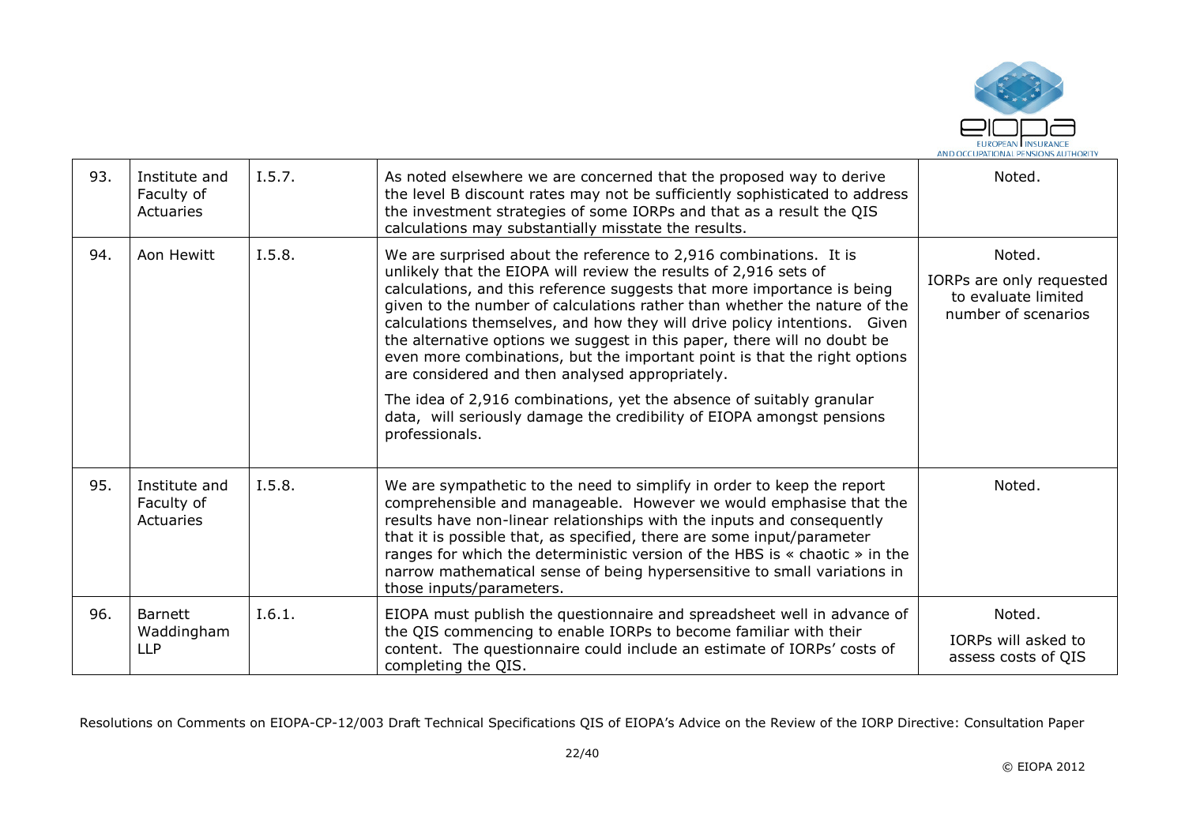| 93. | Institute and Faculty of Actuaries | I.5.7. | As noted elsewhere we are concerned that the proposed way to derive the level B discount rates may not be sufficiently sophisticated to address the investment strategies of some IORPs and that as a result the QIS calculations may substantially misstate the results. | Noted. |
|---|---|---|---|---|
| 94. | Aon Hewitt | I.5.8. | We are surprised about the reference to 2,916 combinations. It is unlikely that the EIOPA will review the results of 2,916 sets of calculations, and this reference suggests that more importance is being given to the number of calculations rather than whether the nature of the calculations themselves, and how they will drive policy intentions. Given the alternative options we suggest in this paper, there will no doubt be even more combinations, but the important point is that the right options are considered and then analysed appropriately.<br><br>The idea of 2,916 combinations, yet the absence of suitably granular data, will seriously damage the credibility of EIOPA amongst pensions professionals. | Noted.<br><br>IORPs are only requested to evaluate limited number of scenarios |
| 95. | Institute and Faculty of Actuaries | I.5.8. | We are sympathetic to the need to simplify in order to keep the report comprehensible and manageable. However we would emphasise that the results have non-linear relationships with the inputs and consequently that it is possible that, as specified, there are some input/parameter ranges for which the deterministic version of the HBS is « chaotic » in the narrow mathematical sense of being hypersensitive to small variations in those inputs/parameters. | Noted. |
| 96. | Barnett Waddingham LLP | I.6.1. | EIOPA must publish the questionnaire and spreadsheet well in advance of the QIS commencing to enable IORPs to become familiar with their content. The questionnaire could include an estimate of IORPs' costs of completing the QIS. | Noted.<br><br>IORPs will asked to assess costs of QIS |

Resolutions on Comments on EIOPA-CP-12/003 Draft Technical Specifications QIS of EIOPA's Advice on the Review of the IORP Directive: Consultation Paper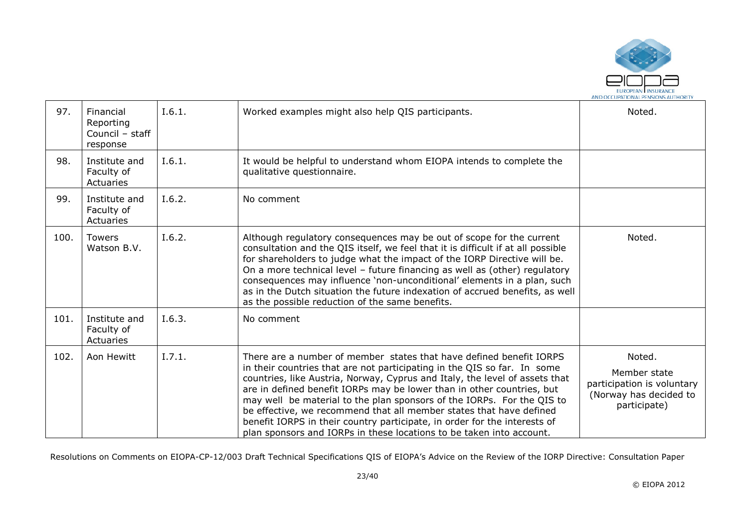| 97. | Financial Reporting Council – staff response | I.6.1. | Worked examples might also help QIS participants. | Noted. |
|---|---|---|---|---|
| 98. | Institute and Faculty of Actuaries | I.6.1. | It would be helpful to understand whom EIOPA intends to complete the qualitative questionnaire. | |
| 99. | Institute and Faculty of Actuaries | I.6.2. | No comment | |
| 100. | Towers Watson B.V. | I.6.2. | Although regulatory consequences may be out of scope for the current consultation and the QIS itself, we feel that it is difficult if at all possible for shareholders to judge what the impact of the IORP Directive will be. On a more technical level – future financing as well as (other) regulatory consequences may influence 'non-unconditional' elements in a plan, such as in the Dutch situation the future indexation of accrued benefits, as well as the possible reduction of the same benefits. | Noted. |
| 101. | Institute and Faculty of Actuaries | I.6.3. | No comment | |
| 102. | Aon Hewitt | I.7.1. | There are a number of member states that have defined benefit IORPS in their countries that are not participating in the QIS so far. In some countries, like Austria, Norway, Cyprus and Italy, the level of assets that are in defined benefit IORPs may be lower than in other countries, but may well be material to the plan sponsors of the IORPs. For the QIS to be effective, we recommend that all member states that have defined benefit IORPS in their country participate, in order for the interests of plan sponsors and IORPs in these locations to be taken into account. | Noted.<br><br>Member state participation is voluntary (Norway has decided to participate) |

Resolutions on Comments on EIOPA-CP-12/003 Draft Technical Specifications QIS of EIOPA's Advice on the Review of the IORP Directive: Consultation Paper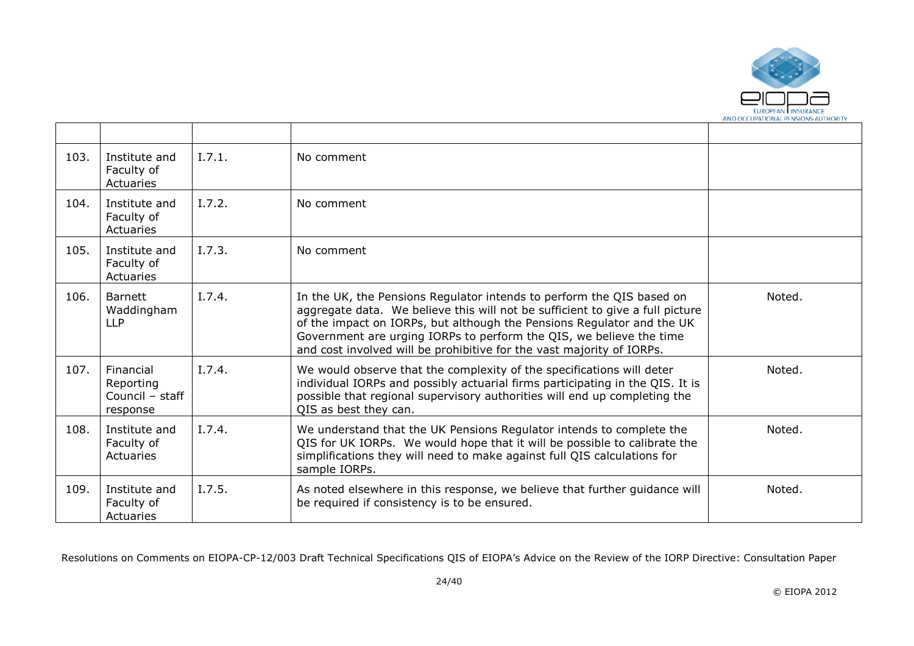| | | | | |
|---|---|---|---|---|
| 103. | Institute and Faculty of Actuaries | I.7.1. | No comment | |
| 104. | Institute and Faculty of Actuaries | I.7.2. | No comment | |
| 105. | Institute and Faculty of Actuaries | I.7.3. | No comment | |
| 106. | Barnett Waddingham LLP | I.7.4. | In the UK, the Pensions Regulator intends to perform the QIS based on aggregate data. We believe this will not be sufficient to give a full picture of the impact on IORPs, but although the Pensions Regulator and the UK Government are urging IORPs to perform the QIS, we believe the time and cost involved will be prohibitive for the vast majority of IORPs. | Noted. |
| 107. | Financial Reporting Council – staff response | I.7.4. | We would observe that the complexity of the specifications will deter individual IORPs and possibly actuarial firms participating in the QIS. It is possible that regional supervisory authorities will end up completing the QIS as best they can. | Noted. |
| 108. | Institute and Faculty of Actuaries | I.7.4. | We understand that the UK Pensions Regulator intends to complete the QIS for UK IORPs. We would hope that it will be possible to calibrate the simplifications they will need to make against full QIS calculations for sample IORPs. | Noted. |
| 109. | Institute and Faculty of Actuaries | I.7.5. | As noted elsewhere in this response, we believe that further guidance will be required if consistency is to be ensured. | Noted. |

Resolutions on Comments on EIOPA-CP-12/003 Draft Technical Specifications QIS of EIOPA's Advice on the Review of the IORP Directive: Consultation Paper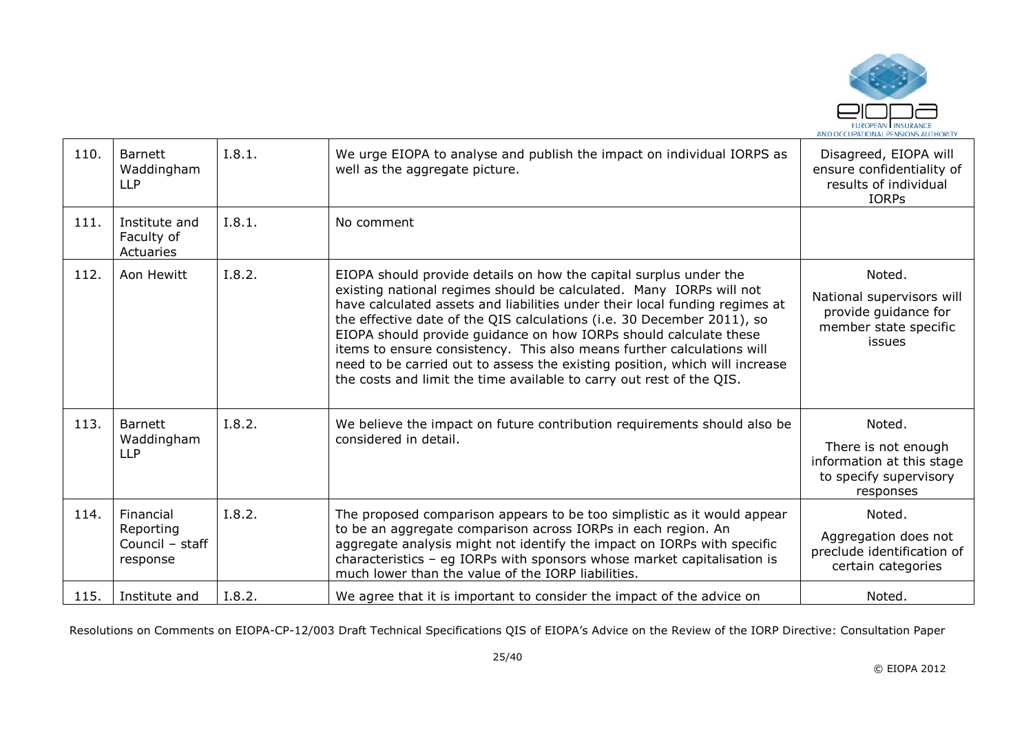| 110. | Barnett Waddingham LLP | I.8.1. | We urge EIOPA to analyse and publish the impact on individual IORPS as well as the aggregate picture. | Disagreed, EIOPA will ensure confidentiality of results of individual IORPs |
|---|---|---|---|---|
| 111. | Institute and Faculty of Actuaries | I.8.1. | No comment | |
| 112. | Aon Hewitt | I.8.2. | EIOPA should provide details on how the capital surplus under the existing national regimes should be calculated. Many IORPs will not have calculated assets and liabilities under their local funding regimes at the effective date of the QIS calculations (i.e. 30 December 2011), so EIOPA should provide guidance on how IORPs should calculate these items to ensure consistency. This also means further calculations will need to be carried out to assess the existing position, which will increase the costs and limit the time available to carry out rest of the QIS. | Noted.<br><br>National supervisors will provide guidance for member state specific issues |
| 113. | Barnett Waddingham LLP | I.8.2. | We believe the impact on future contribution requirements should also be considered in detail. | Noted.<br><br>There is not enough information at this stage to specify supervisory responses |
| 114. | Financial Reporting Council – staff response | I.8.2. | The proposed comparison appears to be too simplistic as it would appear to be an aggregate comparison across IORPs in each region. An aggregate analysis might not identify the impact on IORPs with specific characteristics – eg IORPs with sponsors whose market capitalisation is much lower than the value of the IORP liabilities. | Noted.<br><br>Aggregation does not preclude identification of certain categories |
| 115. | Institute and | I.8.2. | We agree that it is important to consider the impact of the advice on | Noted. |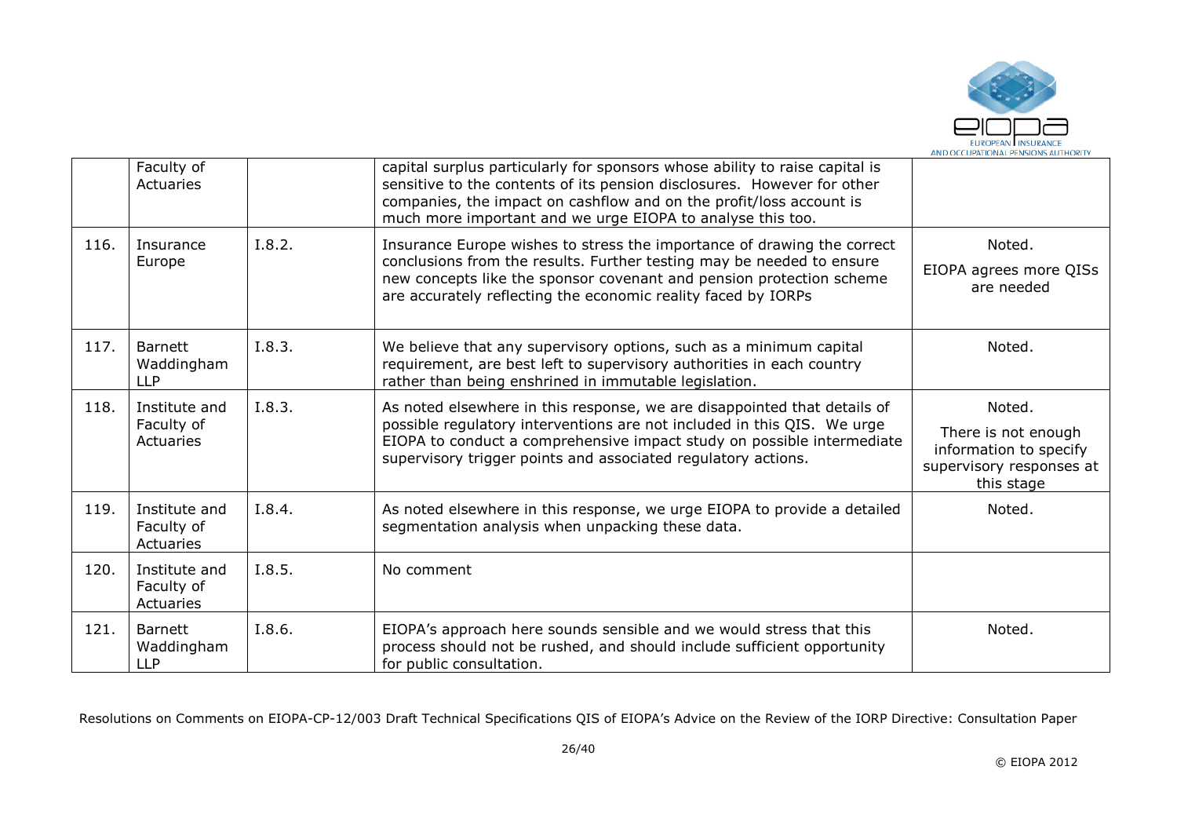| | | | | |
|---|---|---|---|---|
| | Faculty of Actuaries | | capital surplus particularly for sponsors whose ability to raise capital is sensitive to the contents of its pension disclosures. However for other companies, the impact on cashflow and on the profit/loss account is much more important and we urge EIOPA to analyse this too. | |
| 116. | Insurance Europe | I.8.2. | Insurance Europe wishes to stress the importance of drawing the correct conclusions from the results. Further testing may be needed to ensure new concepts like the sponsor covenant and pension protection scheme are accurately reflecting the economic reality faced by IORPs | Noted.<br>EIOPA agrees more QISs are needed |
| 117. | Barnett Waddingham LLP | I.8.3. | We believe that any supervisory options, such as a minimum capital requirement, are best left to supervisory authorities in each country rather than being enshrined in immutable legislation. | Noted. |
| 118. | Institute and Faculty of Actuaries | I.8.3. | As noted elsewhere in this response, we are disappointed that details of possible regulatory interventions are not included in this QIS. We urge EIOPA to conduct a comprehensive impact study on possible intermediate supervisory trigger points and associated regulatory actions. | Noted.<br>There is not enough information to specify supervisory responses at this stage |
| 119. | Institute and Faculty of Actuaries | I.8.4. | As noted elsewhere in this response, we urge EIOPA to provide a detailed segmentation analysis when unpacking these data. | Noted. |
| 120. | Institute and Faculty of Actuaries | I.8.5. | No comment | |
| 121. | Barnett Waddingham LLP | I.8.6. | EIOPA's approach here sounds sensible and we would stress that this process should not be rushed, and should include sufficient opportunity for public consultation. | Noted. |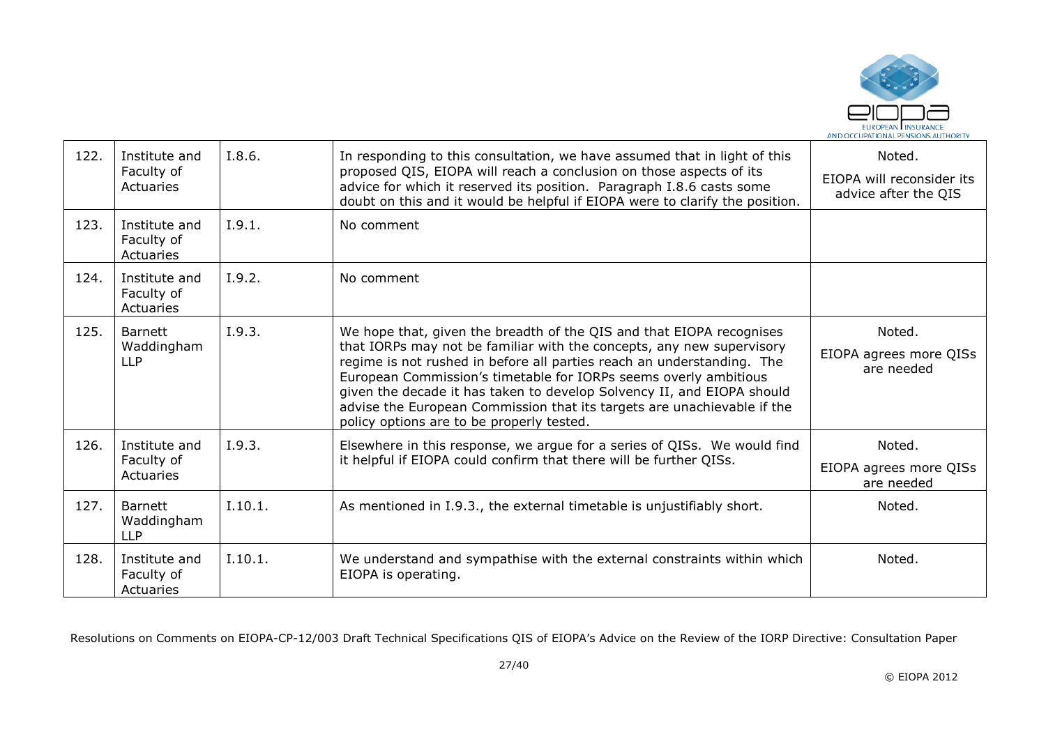| 122. | Institute and Faculty of Actuaries | I.8.6. | In responding to this consultation, we have assumed that in light of this proposed QIS, EIOPA will reach a conclusion on those aspects of its advice for which it reserved its position. Paragraph I.8.6 casts some doubt on this and it would be helpful if EIOPA were to clarify the position. | Noted. EIOPA will reconsider its advice after the QIS |
|---|---|---|---|---|
| 123. | Institute and Faculty of Actuaries | I.9.1. | No comment | |
| 124. | Institute and Faculty of Actuaries | I.9.2. | No comment | |
| 125. | Barnett Waddingham LLP | I.9.3. | We hope that, given the breadth of the QIS and that EIOPA recognises that IORPs may not be familiar with the concepts, any new supervisory regime is not rushed in before all parties reach an understanding. The European Commission's timetable for IORPs seems overly ambitious given the decade it has taken to develop Solvency II, and EIOPA should advise the European Commission that its targets are unachievable if the policy options are to be properly tested. | Noted. EIOPA agrees more QISs are needed |
| 126. | Institute and Faculty of Actuaries | I.9.3. | Elsewhere in this response, we argue for a series of QISs. We would find it helpful if EIOPA could confirm that there will be further QISs. | Noted. EIOPA agrees more QISs are needed |
| 127. | Barnett Waddingham LLP | I.10.1. | As mentioned in I.9.3., the external timetable is unjustifiably short. | Noted. |
| 128. | Institute and Faculty of Actuaries | I.10.1. | We understand and sympathise with the external constraints within which EIOPA is operating. | Noted. |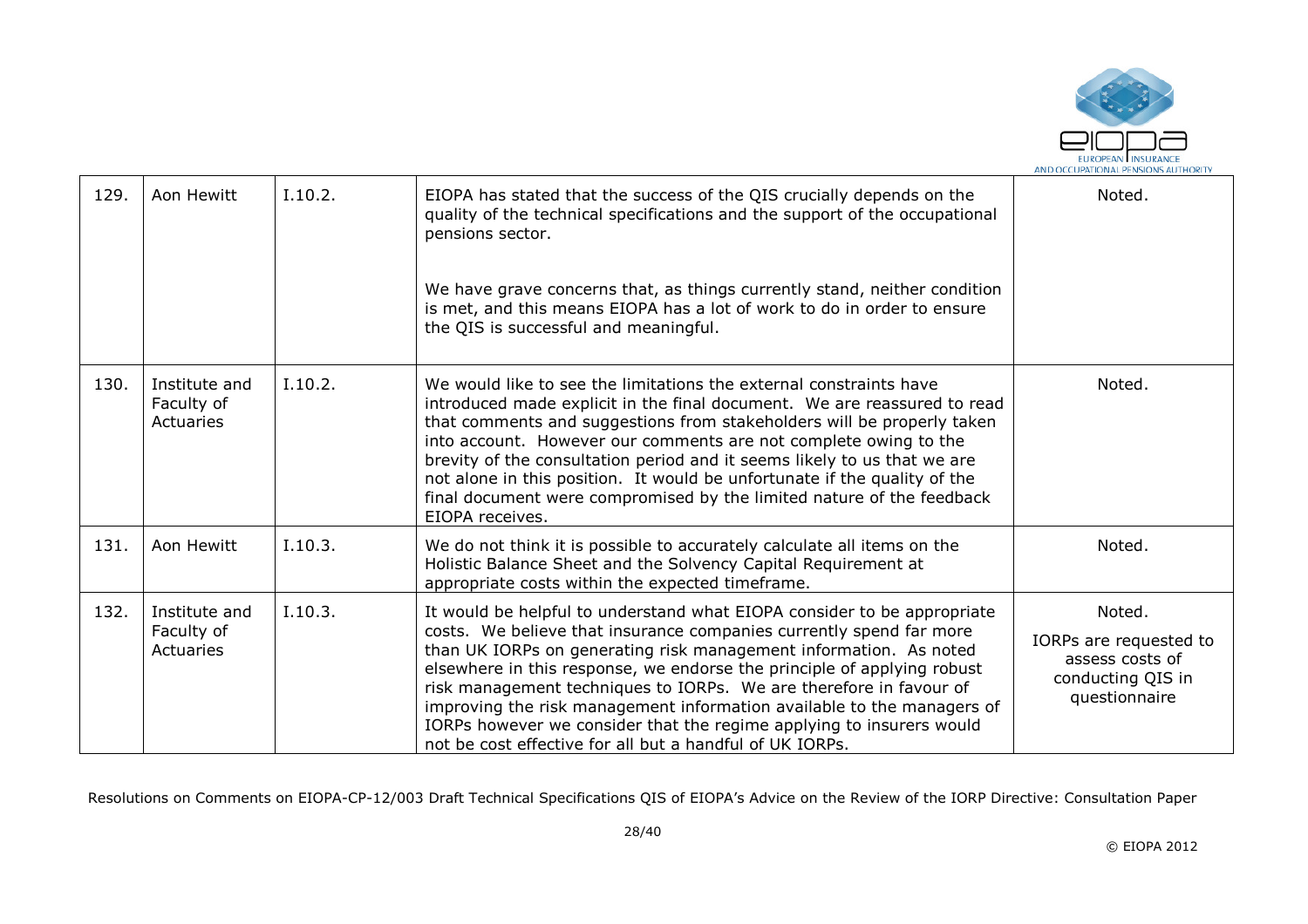| 129. | Aon Hewitt | I.10.2. | EIOPA has stated that the success of the QIS crucially depends on the quality of the technical specifications and the support of the occupational pensions sector.<br><br>We have grave concerns that, as things currently stand, neither condition is met, and this means EIOPA has a lot of work to do in order to ensure the QIS is successful and meaningful. | Noted. |
|---|---|---|---|---|
| 130. | Institute and Faculty of Actuaries | I.10.2. | We would like to see the limitations the external constraints have introduced made explicit in the final document. We are reassured to read that comments and suggestions from stakeholders will be properly taken into account. However our comments are not complete owing to the brevity of the consultation period and it seems likely to us that we are not alone in this position. It would be unfortunate if the quality of the final document were compromised by the limited nature of the feedback EIOPA receives. | Noted. |
| 131. | Aon Hewitt | I.10.3. | We do not think it is possible to accurately calculate all items on the Holistic Balance Sheet and the Solvency Capital Requirement at appropriate costs within the expected timeframe. | Noted. |
| 132. | Institute and Faculty of Actuaries | I.10.3. | It would be helpful to understand what EIOPA consider to be appropriate costs. We believe that insurance companies currently spend far more than UK IORPs on generating risk management information. As noted elsewhere in this response, we endorse the principle of applying robust risk management techniques to IORPs. We are therefore in favour of improving the risk management information available to the managers of IORPs however we consider that the regime applying to insurers would not be cost effective for all but a handful of UK IORPs. | Noted.<br><br>IORPs are requested to assess costs of conducting QIS in questionnaire |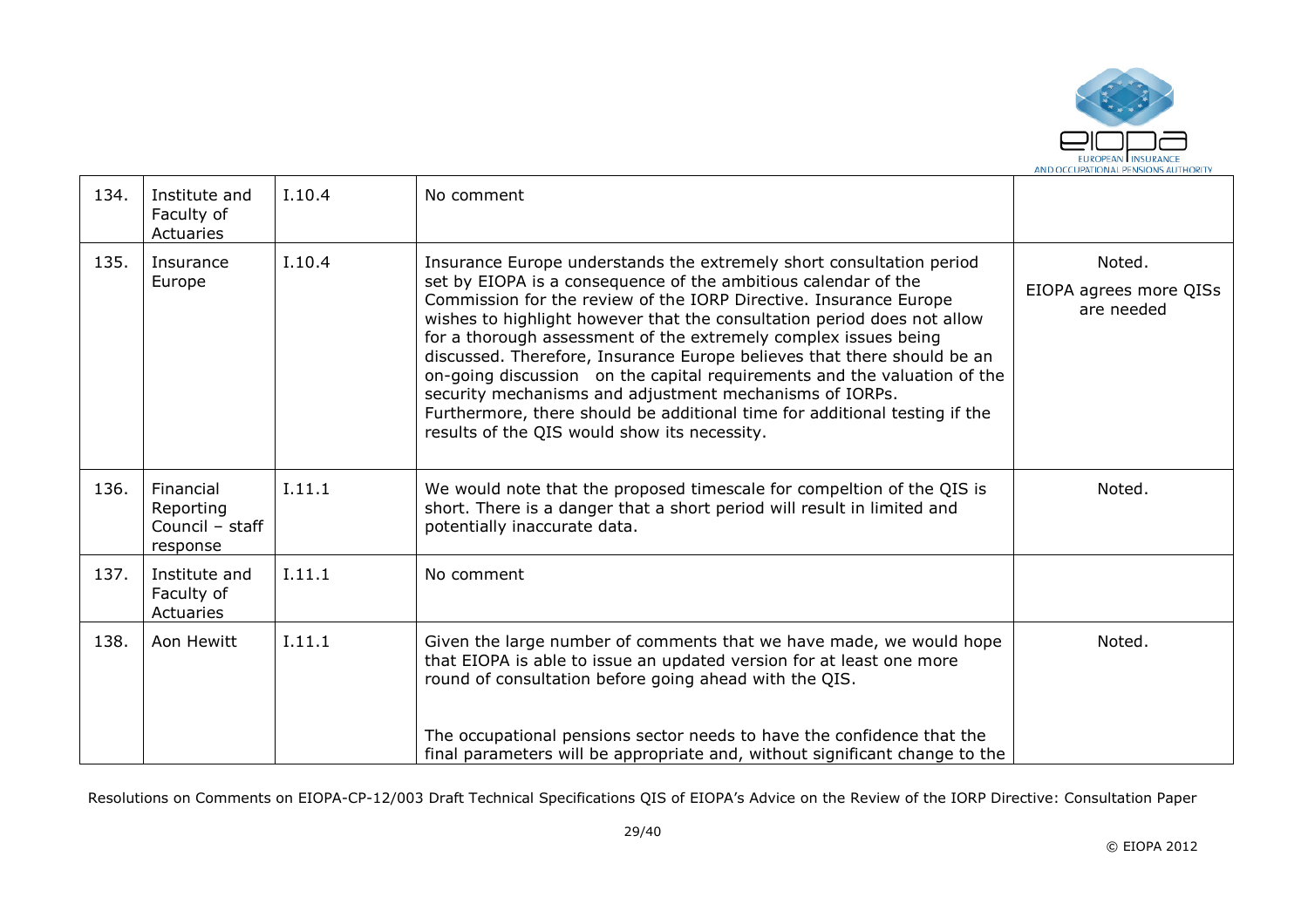| 134. | Institute and Faculty of Actuaries | I.10.4 | No comment | |
|---|---|---|---|---|
| 135. | Insurance Europe | I.10.4 | Insurance Europe understands the extremely short consultation period set by EIOPA is a consequence of the ambitious calendar of the Commission for the review of the IORP Directive. Insurance Europe wishes to highlight however that the consultation period does not allow for a thorough assessment of the extremely complex issues being discussed. Therefore, Insurance Europe believes that there should be an on-going discussion on the capital requirements and the valuation of the security mechanisms and adjustment mechanisms of IORPs. Furthermore, there should be additional time for additional testing if the results of the QIS would show its necessity. | Noted. EIOPA agrees more QISs are needed |
| 136. | Financial Reporting Council – staff response | I.11.1 | We would note that the proposed timescale for compeltion of the QIS is short. There is a danger that a short period will result in limited and potentially inaccurate data. | Noted. |
| 137. | Institute and Faculty of Actuaries | I.11.1 | No comment | |
| 138. | Aon Hewitt | I.11.1 | Given the large number of comments that we have made, we would hope that EIOPA is able to issue an updated version for at least one more round of consultation before going ahead with the QIS. The occupational pensions sector needs to have the confidence that the final parameters will be appropriate and, without significant change to the | Noted. |

Resolutions on Comments on EIOPA-CP-12/003 Draft Technical Specifications QIS of EIOPA's Advice on the Review of the IORP Directive: Consultation Paper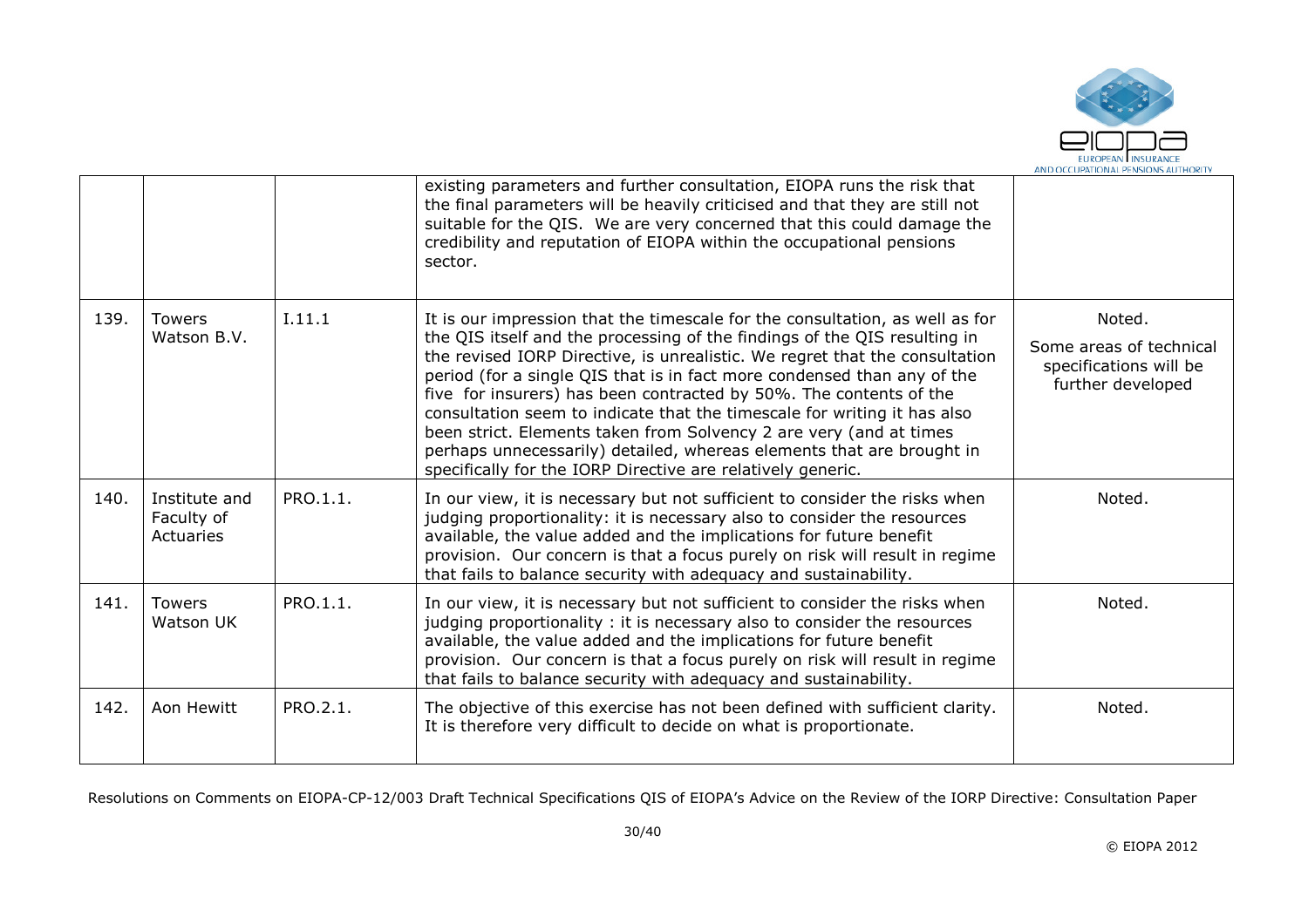| | | | | |
|---|---|---|---|---|
| | | | existing parameters and further consultation, EIOPA runs the risk that the final parameters will be heavily criticised and that they are still not suitable for the QIS. We are very concerned that this could damage the credibility and reputation of EIOPA within the occupational pensions sector. | |
| 139. | Towers Watson B.V. | I.11.1 | It is our impression that the timescale for the consultation, as well as for the QIS itself and the processing of the findings of the QIS resulting in the revised IORP Directive, is unrealistic. We regret that the consultation period (for a single QIS that is in fact more condensed than any of the five for insurers) has been contracted by 50%. The contents of the consultation seem to indicate that the timescale for writing it has also been strict. Elements taken from Solvency 2 are very (and at times perhaps unnecessarily) detailed, whereas elements that are brought in specifically for the IORP Directive are relatively generic. | Noted.<br>Some areas of technical specifications will be further developed |
| 140. | Institute and Faculty of Actuaries | PRO.1.1. | In our view, it is necessary but not sufficient to consider the risks when judging proportionality: it is necessary also to consider the resources available, the value added and the implications for future benefit provision. Our concern is that a focus purely on risk will result in regime that fails to balance security with adequacy and sustainability. | Noted. |
| 141. | Towers Watson UK | PRO.1.1. | In our view, it is necessary but not sufficient to consider the risks when judging proportionality : it is necessary also to consider the resources available, the value added and the implications for future benefit provision. Our concern is that a focus purely on risk will result in regime that fails to balance security with adequacy and sustainability. | Noted. |
| 142. | Aon Hewitt | PRO.2.1. | The objective of this exercise has not been defined with sufficient clarity. It is therefore very difficult to decide on what is proportionate. | Noted. |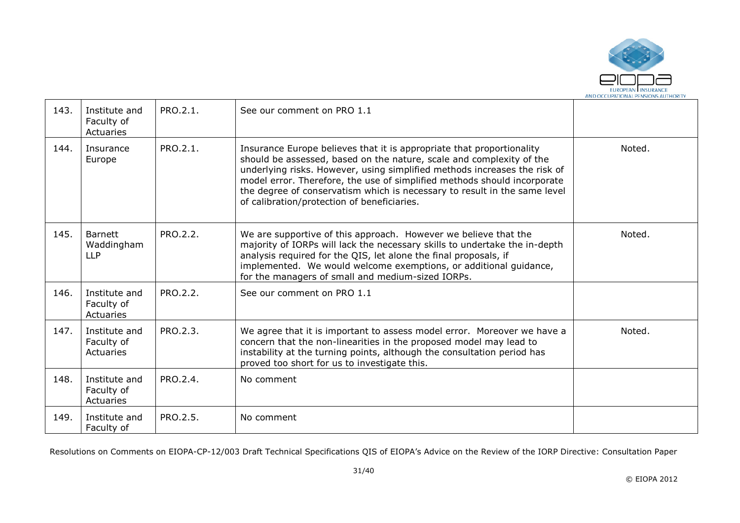| 143. | Institute and Faculty of Actuaries | PRO.2.1. | See our comment on PRO 1.1 | |
|---|---|---|---|---|
| 144. | Insurance Europe | PRO.2.1. | Insurance Europe believes that it is appropriate that proportionality should be assessed, based on the nature, scale and complexity of the underlying risks. However, using simplified methods increases the risk of model error. Therefore, the use of simplified methods should incorporate the degree of conservatism which is necessary to result in the same level of calibration/protection of beneficiaries. | Noted. |
| 145. | Barnett Waddingham LLP | PRO.2.2. | We are supportive of this approach. However we believe that the majority of IORPs will lack the necessary skills to undertake the in-depth analysis required for the QIS, let alone the final proposals, if implemented. We would welcome exemptions, or additional guidance, for the managers of small and medium-sized IORPs. | Noted. |
| 146. | Institute and Faculty of Actuaries | PRO.2.2. | See our comment on PRO 1.1 | |
| 147. | Institute and Faculty of Actuaries | PRO.2.3. | We agree that it is important to assess model error. Moreover we have a concern that the non-linearities in the proposed model may lead to instability at the turning points, although the consultation period has proved too short for us to investigate this. | Noted. |
| 148. | Institute and Faculty of Actuaries | PRO.2.4. | No comment | |
| 149. | Institute and Faculty of | PRO.2.5. | No comment | |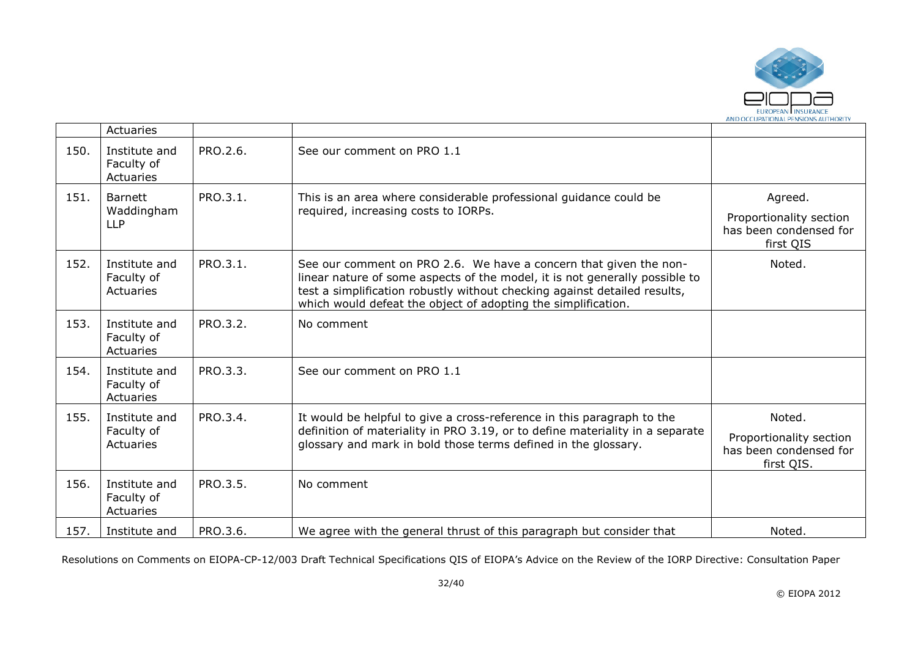| | | | | |
|---|---|---|---|---|
| | Actuaries | | | |
| 150. | Institute and Faculty of Actuaries | PRO.2.6. | See our comment on PRO 1.1 | |
| 151. | Barnett Waddingham LLP | PRO.3.1. | This is an area where considerable professional guidance could be required, increasing costs to IORPs. | Agreed. Proportionality section has been condensed for first QIS |
| 152. | Institute and Faculty of Actuaries | PRO.3.1. | See our comment on PRO 2.6. We have a concern that given the non-linear nature of some aspects of the model, it is not generally possible to test a simplification robustly without checking against detailed results, which would defeat the object of adopting the simplification. | Noted. |
| 153. | Institute and Faculty of Actuaries | PRO.3.2. | No comment | |
| 154. | Institute and Faculty of Actuaries | PRO.3.3. | See our comment on PRO 1.1 | |
| 155. | Institute and Faculty of Actuaries | PRO.3.4. | It would be helpful to give a cross-reference in this paragraph to the definition of materiality in PRO 3.19, or to define materiality in a separate glossary and mark in bold those terms defined in the glossary. | Noted. Proportionality section has been condensed for first QIS. |
| 156. | Institute and Faculty of Actuaries | PRO.3.5. | No comment | |
| 157. | Institute and | PRO.3.6. | We agree with the general thrust of this paragraph but consider that | Noted. |

Resolutions on Comments on EIOPA-CP-12/003 Draft Technical Specifications QIS of EIOPA's Advice on the Review of the IORP Directive: Consultation Paper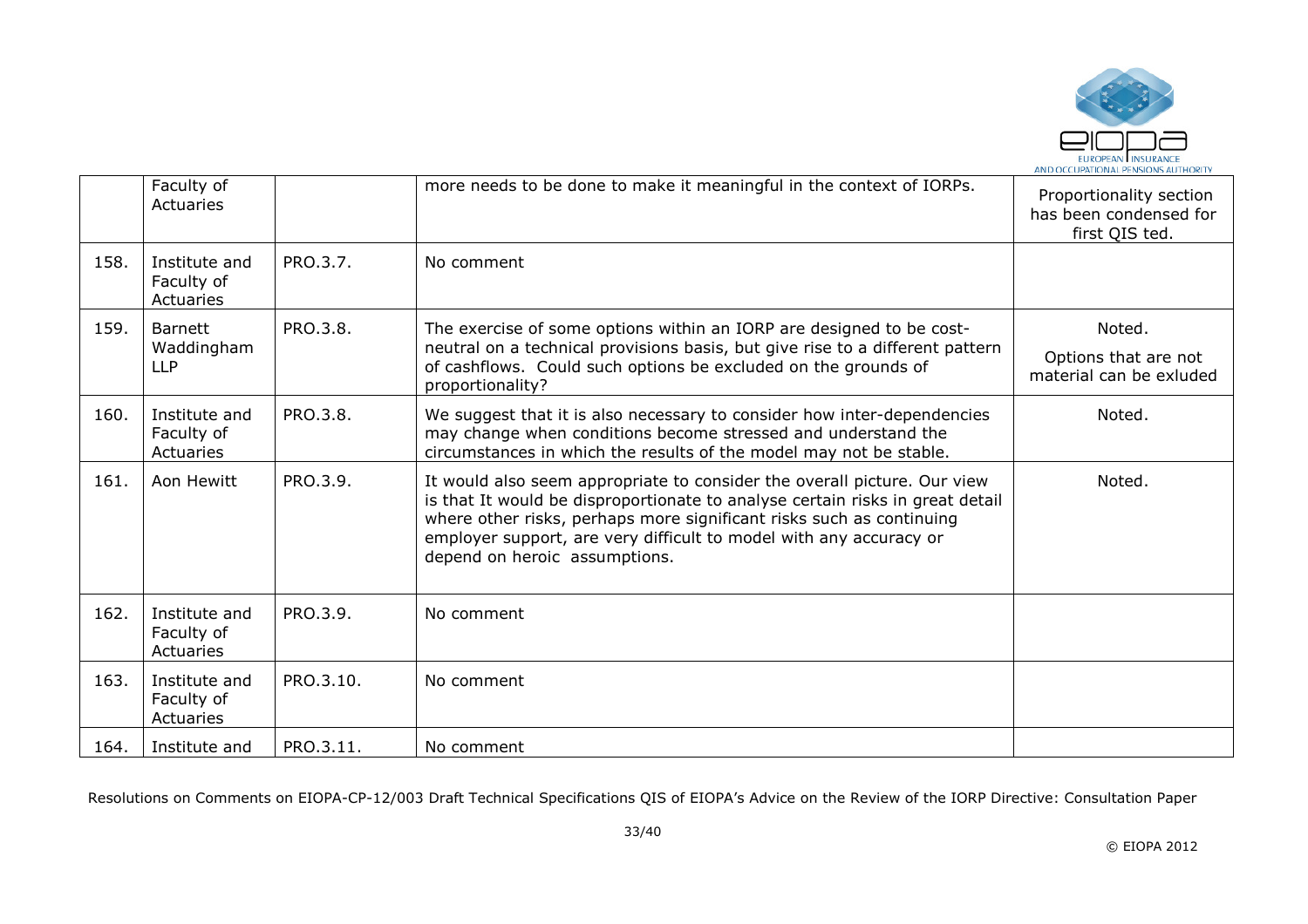|  | Faculty of Actuaries |  | more needs to be done to make it meaningful in the context of IORPs. | Proportionality section has been condensed for first QIS ted. |
|---|---|---|---|---|
| 158. | Institute and Faculty of Actuaries | PRO.3.7. | No comment |  |
| 159. | Barnett Waddingham LLP | PRO.3.8. | The exercise of some options within an IORP are designed to be cost-neutral on a technical provisions basis, but give rise to a different pattern of cashflows. Could such options be excluded on the grounds of proportionality? | Noted.<br><br>Options that are not material can be exluded |
| 160. | Institute and Faculty of Actuaries | PRO.3.8. | We suggest that it is also necessary to consider how inter-dependencies may change when conditions become stressed and understand the circumstances in which the results of the model may not be stable. | Noted. |
| 161. | Aon Hewitt | PRO.3.9. | It would also seem appropriate to consider the overall picture. Our view is that It would be disproportionate to analyse certain risks in great detail where other risks, perhaps more significant risks such as continuing employer support, are very difficult to model with any accuracy or depend on heroic assumptions. | Noted. |
| 162. | Institute and Faculty of Actuaries | PRO.3.9. | No comment |  |
| 163. | Institute and Faculty of Actuaries | PRO.3.10. | No comment |  |
| 164. | Institute and | PRO.3.11. | No comment |  |

Resolutions on Comments on EIOPA-CP-12/003 Draft Technical Specifications QIS of EIOPA's Advice on the Review of the IORP Directive: Consultation Paper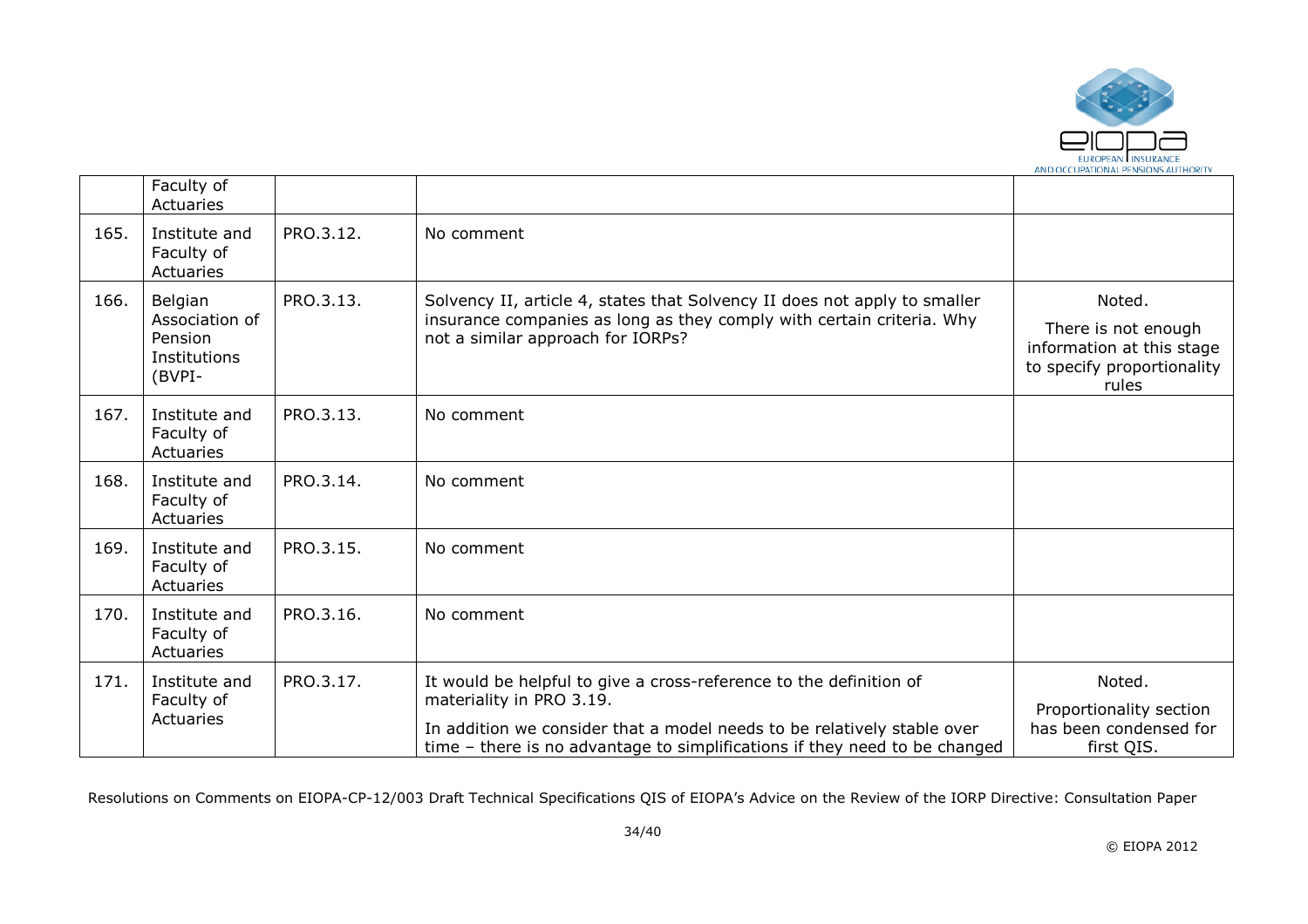|  | Faculty of Actuaries |  |  |  |
|---|---|---|---|---|
| 165. | Institute and Faculty of Actuaries | PRO.3.12. | No comment |  |
| 166. | Belgian Association of Pension Institutions (BVPI- | PRO.3.13. | Solvency II, article 4, states that Solvency II does not apply to smaller insurance companies as long as they comply with certain criteria. Why not a similar approach for IORPs? | Noted.<br><br>There is not enough information at this stage to specify proportionality rules |
| 167. | Institute and Faculty of Actuaries | PRO.3.13. | No comment |  |
| 168. | Institute and Faculty of Actuaries | PRO.3.14. | No comment |  |
| 169. | Institute and Faculty of Actuaries | PRO.3.15. | No comment |  |
| 170. | Institute and Faculty of Actuaries | PRO.3.16. | No comment |  |
| 171. | Institute and Faculty of Actuaries | PRO.3.17. | It would be helpful to give a cross-reference to the definition of materiality in PRO 3.19.<br><br>In addition we consider that a model needs to be relatively stable over time – there is no advantage to simplifications if they need to be changed | Noted.<br><br>Proportionality section has been condensed for first QIS. |

Resolutions on Comments on EIOPA-CP-12/003 Draft Technical Specifications QIS of EIOPA's Advice on the Review of the IORP Directive: Consultation Paper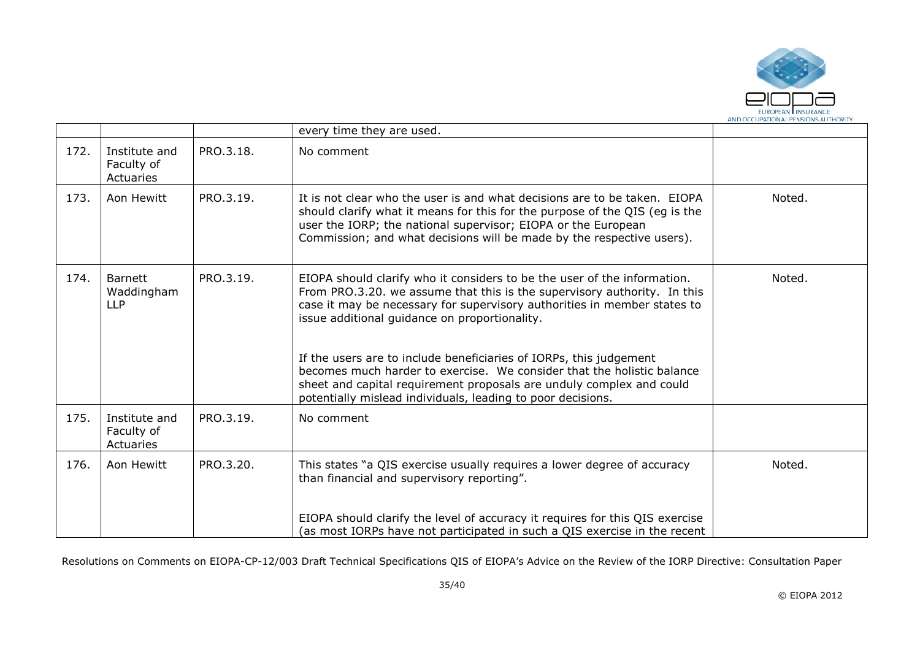|  |  |  | every time they are used. |  |
|---|---|---|---|---|
| 172. | Institute and Faculty of Actuaries | PRO.3.18. | No comment |  |
| 173. | Aon Hewitt | PRO.3.19. | It is not clear who the user is and what decisions are to be taken. EIOPA should clarify what it means for this for the purpose of the QIS (eg is the user the IORP; the national supervisor; EIOPA or the European Commission; and what decisions will be made by the respective users). | Noted. |
| 174. | Barnett Waddingham LLP | PRO.3.19. | EIOPA should clarify who it considers to be the user of the information. From PRO.3.20. we assume that this is the supervisory authority. In this case it may be necessary for supervisory authorities in member states to issue additional guidance on proportionality.<br><br>If the users are to include beneficiaries of IORPs, this judgement becomes much harder to exercise. We consider that the holistic balance sheet and capital requirement proposals are unduly complex and could potentially mislead individuals, leading to poor decisions. | Noted. |
| 175. | Institute and Faculty of Actuaries | PRO.3.19. | No comment |  |
| 176. | Aon Hewitt | PRO.3.20. | This states "a QIS exercise usually requires a lower degree of accuracy than financial and supervisory reporting".<br><br>EIOPA should clarify the level of accuracy it requires for this QIS exercise (as most IORPs have not participated in such a QIS exercise in the recent | Noted. |

Resolutions on Comments on EIOPA-CP-12/003 Draft Technical Specifications QIS of EIOPA's Advice on the Review of the IORP Directive: Consultation Paper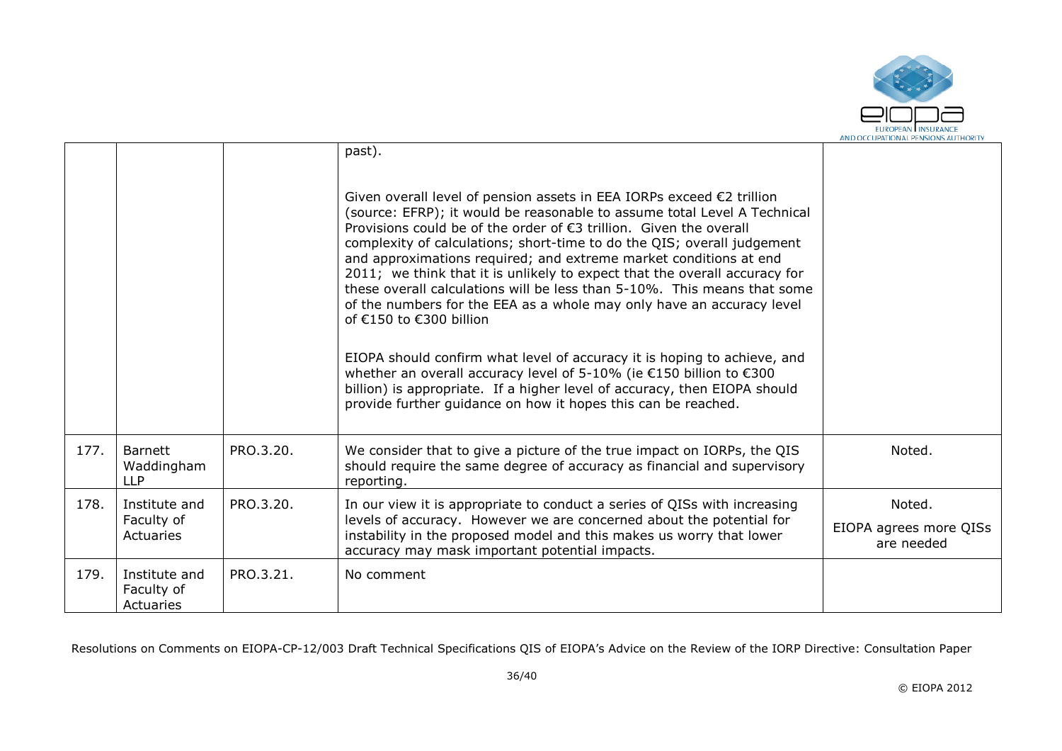| | | | | |
|---|---|---|---|---|
| | | | past).<br><br>Given overall level of pension assets in EEA IORPs exceed €2 trillion (source: EFRP); it would be reasonable to assume total Level A Technical Provisions could be of the order of €3 trillion. Given the overall complexity of calculations; short-time to do the QIS; overall judgement and approximations required; and extreme market conditions at end 2011; we think that it is unlikely to expect that the overall accuracy for these overall calculations will be less than 5-10%. This means that some of the numbers for the EEA as a whole may only have an accuracy level of €150 to €300 billion<br><br>EIOPA should confirm what level of accuracy it is hoping to achieve, and whether an overall accuracy level of 5-10% (ie €150 billion to €300 billion) is appropriate. If a higher level of accuracy, then EIOPA should provide further guidance on how it hopes this can be reached. | |
| 177. | Barnett Waddingham LLP | PRO.3.20. | We consider that to give a picture of the true impact on IORPs, the QIS should require the same degree of accuracy as financial and supervisory reporting. | Noted. |
| 178. | Institute and Faculty of Actuaries | PRO.3.20. | In our view it is appropriate to conduct a series of QISs with increasing levels of accuracy. However we are concerned about the potential for instability in the proposed model and this makes us worry that lower accuracy may mask important potential impacts. | Noted.<br><br>EIOPA agrees more QISs are needed |
| 179. | Institute and Faculty of Actuaries | PRO.3.21. | No comment | |

Resolutions on Comments on EIOPA-CP-12/003 Draft Technical Specifications QIS of EIOPA's Advice on the Review of the IORP Directive: Consultation Paper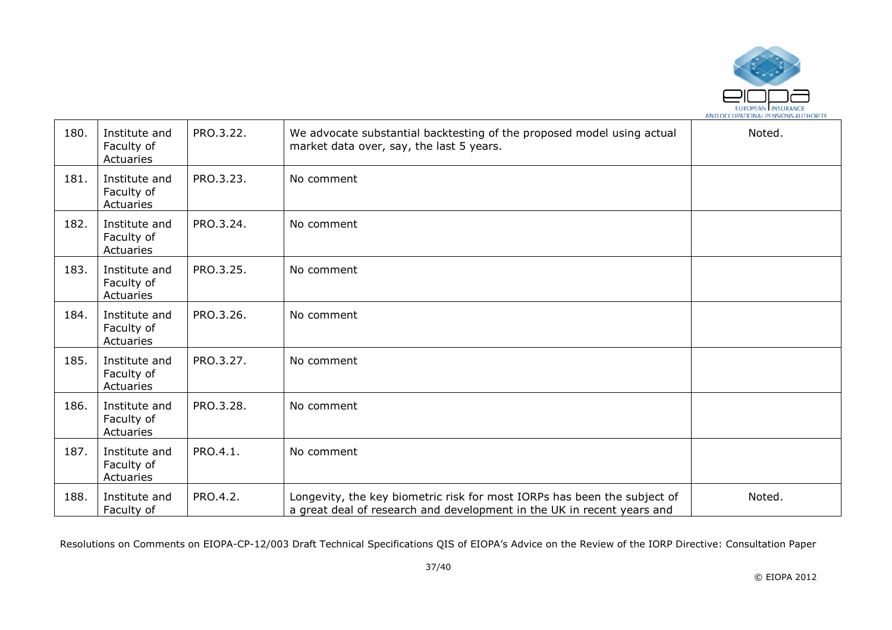| | | | | |
|---|---|---|---|---|
| 180. | Institute and Faculty of Actuaries | PRO.3.22. | We advocate substantial backtesting of the proposed model using actual market data over, say, the last 5 years. | Noted. |
| 181. | Institute and Faculty of Actuaries | PRO.3.23. | No comment | |
| 182. | Institute and Faculty of Actuaries | PRO.3.24. | No comment | |
| 183. | Institute and Faculty of Actuaries | PRO.3.25. | No comment | |
| 184. | Institute and Faculty of Actuaries | PRO.3.26. | No comment | |
| 185. | Institute and Faculty of Actuaries | PRO.3.27. | No comment | |
| 186. | Institute and Faculty of Actuaries | PRO.3.28. | No comment | |
| 187. | Institute and Faculty of Actuaries | PRO.4.1. | No comment | |
| 188. | Institute and Faculty of | PRO.4.2. | Longevity, the key biometric risk for most IORPs has been the subject of a great deal of research and development in the UK in recent years and | Noted. |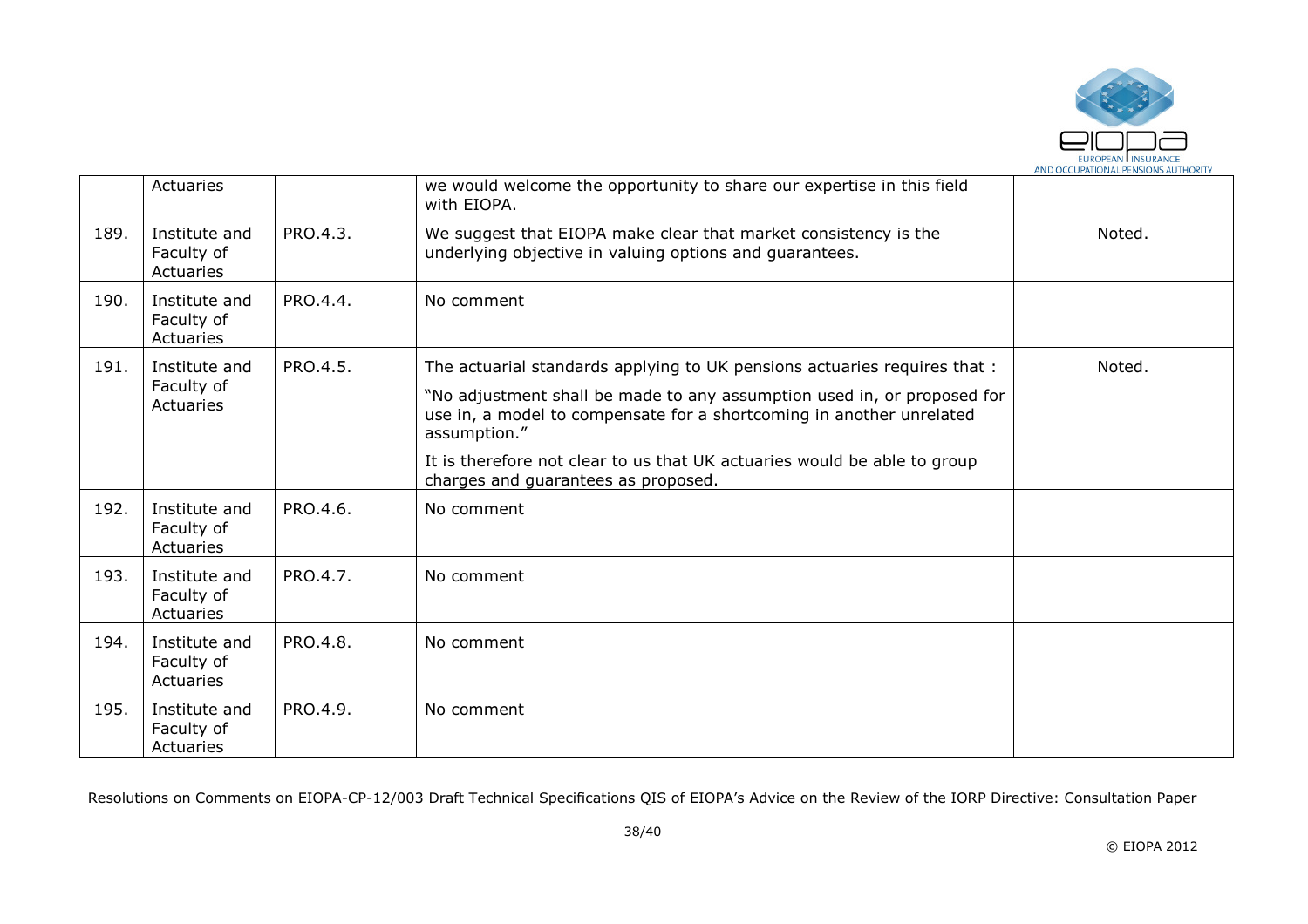|  | Actuaries |  | we would welcome the opportunity to share our expertise in this field with EIOPA. |  |
|---|---|---|---|---|
| 189. | Institute and Faculty of Actuaries | PRO.4.3. | We suggest that EIOPA make clear that market consistency is the underlying objective in valuing options and guarantees. | Noted. |
| 190. | Institute and Faculty of Actuaries | PRO.4.4. | No comment |  |
| 191. | Institute and Faculty of Actuaries | PRO.4.5. | The actuarial standards applying to UK pensions actuaries requires that : "No adjustment shall be made to any assumption used in, or proposed for use in, a model to compensate for a shortcoming in another unrelated assumption." It is therefore not clear to us that UK actuaries would be able to group charges and guarantees as proposed. | Noted. |
| 192. | Institute and Faculty of Actuaries | PRO.4.6. | No comment |  |
| 193. | Institute and Faculty of Actuaries | PRO.4.7. | No comment |  |
| 194. | Institute and Faculty of Actuaries | PRO.4.8. | No comment |  |
| 195. | Institute and Faculty of Actuaries | PRO.4.9. | No comment |  |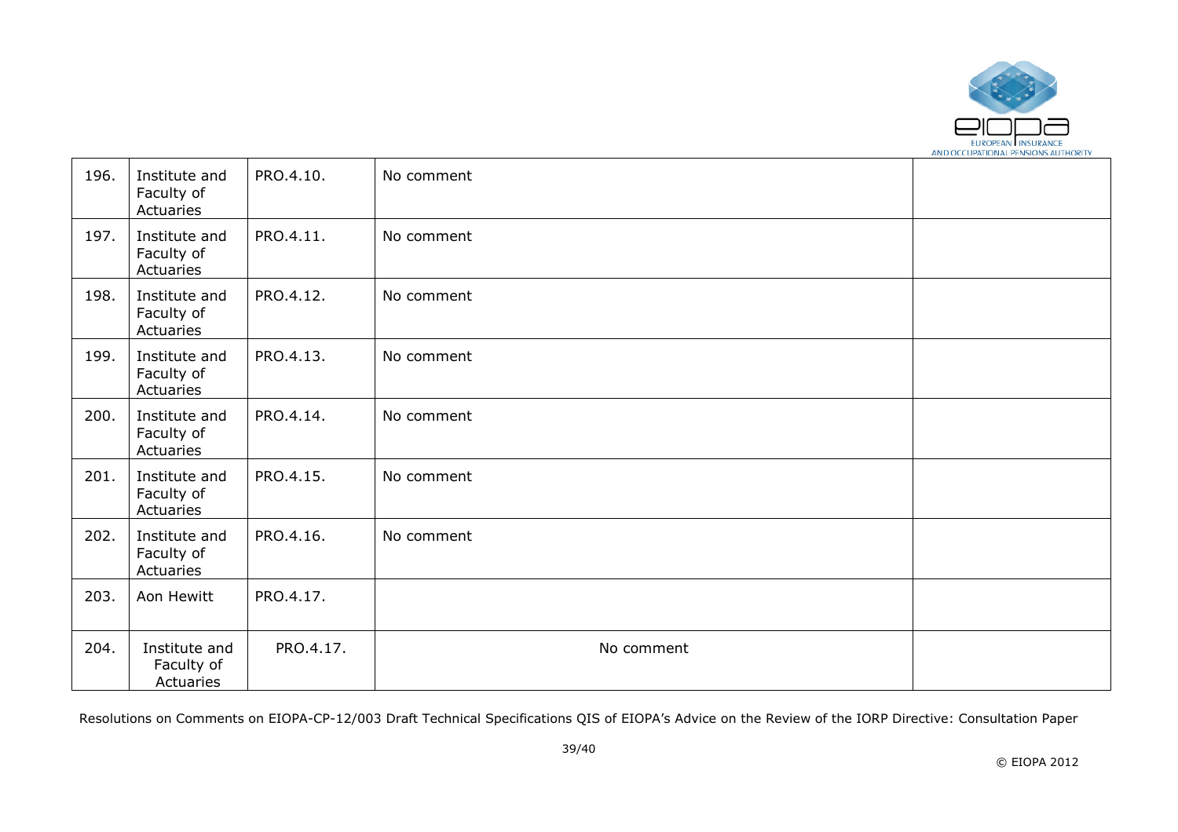| | | | | |
|---|---|---|---|---|
| 196. | Institute and Faculty of Actuaries | PRO.4.10. | No comment | |
| 197. | Institute and Faculty of Actuaries | PRO.4.11. | No comment | |
| 198. | Institute and Faculty of Actuaries | PRO.4.12. | No comment | |
| 199. | Institute and Faculty of Actuaries | PRO.4.13. | No comment | |
| 200. | Institute and Faculty of Actuaries | PRO.4.14. | No comment | |
| 201. | Institute and Faculty of Actuaries | PRO.4.15. | No comment | |
| 202. | Institute and Faculty of Actuaries | PRO.4.16. | No comment | |
| 203. | Aon Hewitt | PRO.4.17. | | |
| 204. | Institute and Faculty of Actuaries | PRO.4.17. | No comment | |